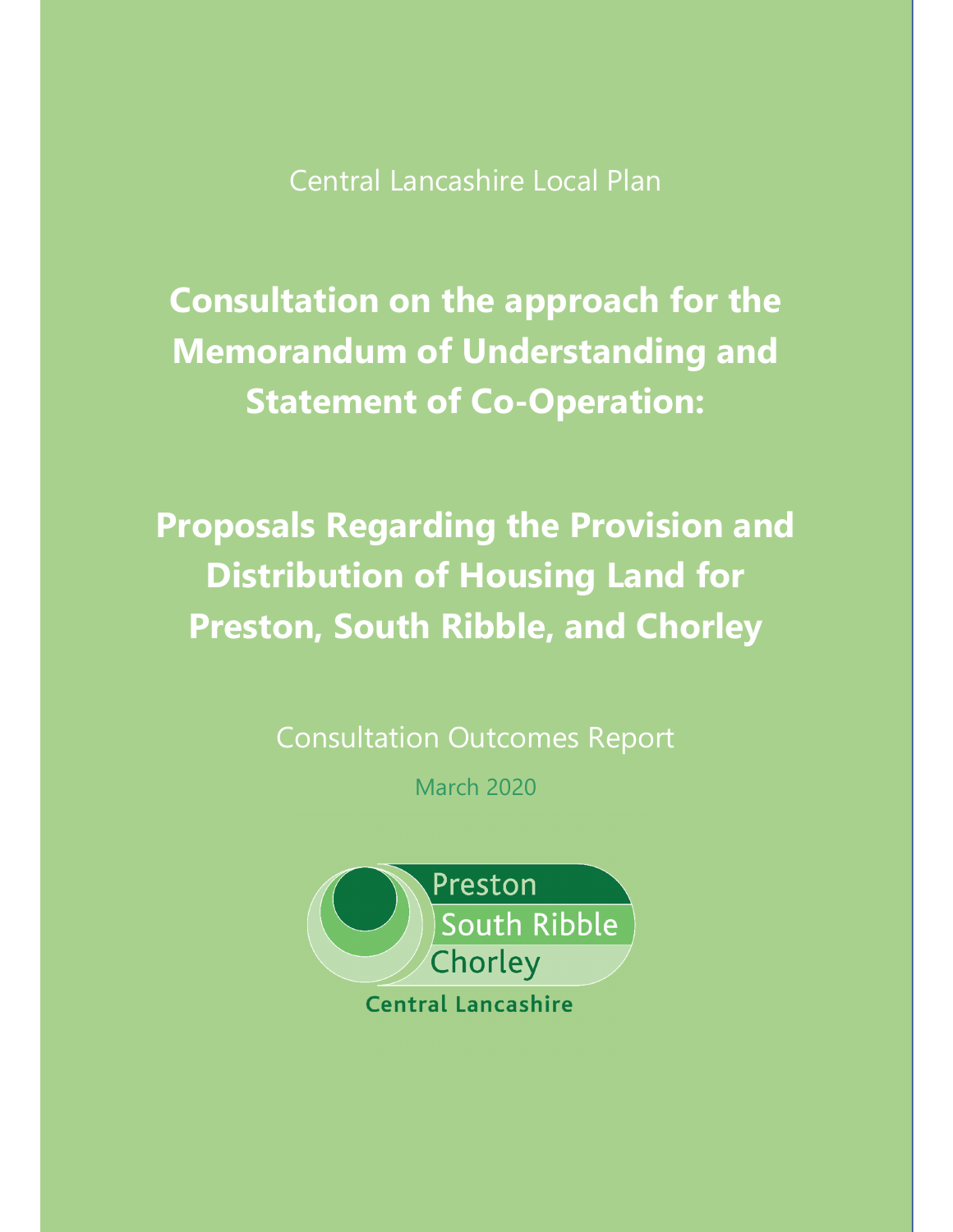Central Lancashire Local Plan

# Consultation on the approach for the Memorandum of Understanding and Statement of Co-Operation:

# Proposals Regarding the Provision and Distribution of Housing Land for Preston, South Ribble, and Chorley

Consultation Outcomes Report

March 2020

Preston
South Ribble
Chorley
Central Lancashire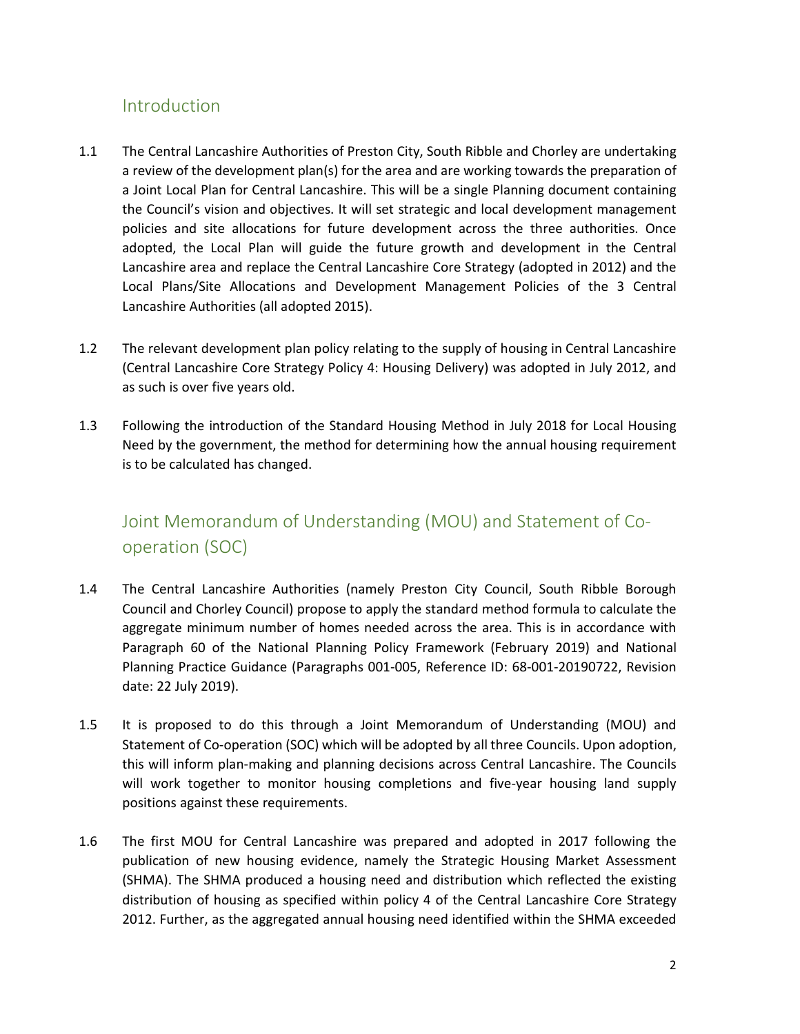## Introduction

1.1 The Central Lancashire Authorities of Preston City, South Ribble and Chorley are undertaking a review of the development plan(s) for the area and are working towards the preparation of a Joint Local Plan for Central Lancashire. This will be a single Planning document containing the Council's vision and objectives. It will set strategic and local development management policies and site allocations for future development across the three authorities. Once adopted, the Local Plan will guide the future growth and development in the Central Lancashire area and replace the Central Lancashire Core Strategy (adopted in 2012) and the Local Plans/Site Allocations and Development Management Policies of the 3 Central Lancashire Authorities (all adopted 2015).

1.2 The relevant development plan policy relating to the supply of housing in Central Lancashire (Central Lancashire Core Strategy Policy 4: Housing Delivery) was adopted in July 2012, and as such is over five years old.

1.3 Following the introduction of the Standard Housing Method in July 2018 for Local Housing Need by the government, the method for determining how the annual housing requirement is to be calculated has changed.

## Joint Memorandum of Understanding (MOU) and Statement of Co-operation (SOC)

1.4 The Central Lancashire Authorities (namely Preston City Council, South Ribble Borough Council and Chorley Council) propose to apply the standard method formula to calculate the aggregate minimum number of homes needed across the area. This is in accordance with Paragraph 60 of the National Planning Policy Framework (February 2019) and National Planning Practice Guidance (Paragraphs 001-005, Reference ID: 68-001-20190722, Revision date: 22 July 2019).

1.5 It is proposed to do this through a Joint Memorandum of Understanding (MOU) and Statement of Co-operation (SOC) which will be adopted by all three Councils. Upon adoption, this will inform plan-making and planning decisions across Central Lancashire. The Councils will work together to monitor housing completions and five-year housing land supply positions against these requirements.

1.6 The first MOU for Central Lancashire was prepared and adopted in 2017 following the publication of new housing evidence, namely the Strategic Housing Market Assessment (SHMA). The SHMA produced a housing need and distribution which reflected the existing distribution of housing as specified within policy 4 of the Central Lancashire Core Strategy 2012. Further, as the aggregated annual housing need identified within the SHMA exceeded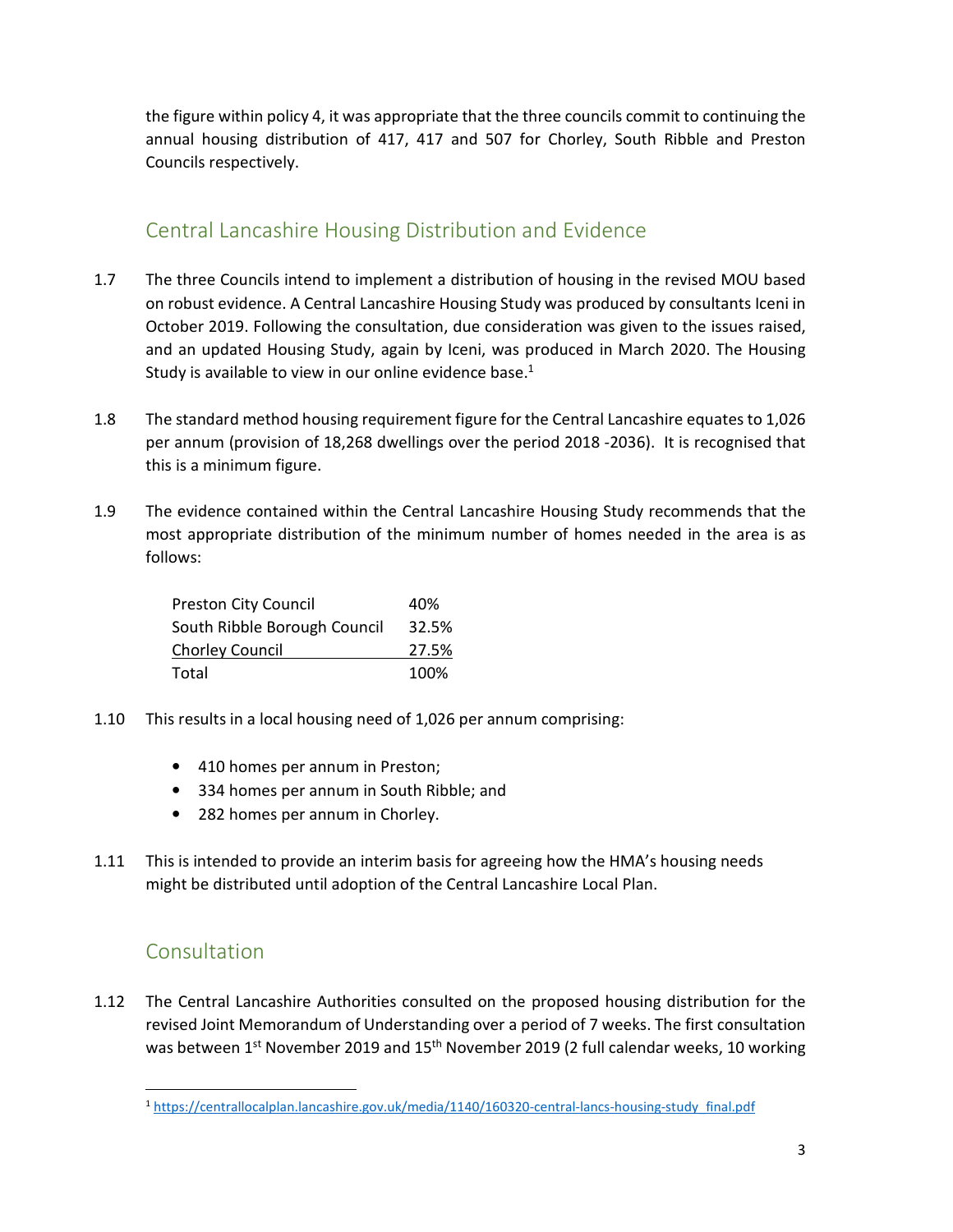the figure within policy 4, it was appropriate that the three councils commit to continuing the annual housing distribution of 417, 417 and 507 for Chorley, South Ribble and Preston Councils respectively.

## Central Lancashire Housing Distribution and Evidence

1.7 The three Councils intend to implement a distribution of housing in the revised MOU based on robust evidence. A Central Lancashire Housing Study was produced by consultants Iceni in October 2019. Following the consultation, due consideration was given to the issues raised, and an updated Housing Study, again by Iceni, was produced in March 2020. The Housing Study is available to view in our online evidence base.[1]

1.8 The standard method housing requirement figure for the Central Lancashire equates to 1,026 per annum (provision of 18,268 dwellings over the period 2018 -2036). It is recognised that this is a minimum figure.

1.9 The evidence contained within the Central Lancashire Housing Study recommends that the most appropriate distribution of the minimum number of homes needed in the area is as follows:

| | |
|---|---|
| Preston City Council | 40% |
| South Ribble Borough Council | 32.5% |
| Chorley Council | 27.5% |
| Total | 100% |

1.10 This results in a local housing need of 1,026 per annum comprising:

- 410 homes per annum in Preston;
- 334 homes per annum in South Ribble; and
- 282 homes per annum in Chorley.

1.11 This is intended to provide an interim basis for agreeing how the HMA's housing needs might be distributed until adoption of the Central Lancashire Local Plan.

## Consultation

1.12 The Central Lancashire Authorities consulted on the proposed housing distribution for the revised Joint Memorandum of Understanding over a period of 7 weeks. The first consultation was between 1st November 2019 and 15th November 2019 (2 full calendar weeks, 10 working

[1] https://centrallocalplan.lancashire.gov.uk/media/1140/160320-central-lancs-housing-study_final.pdf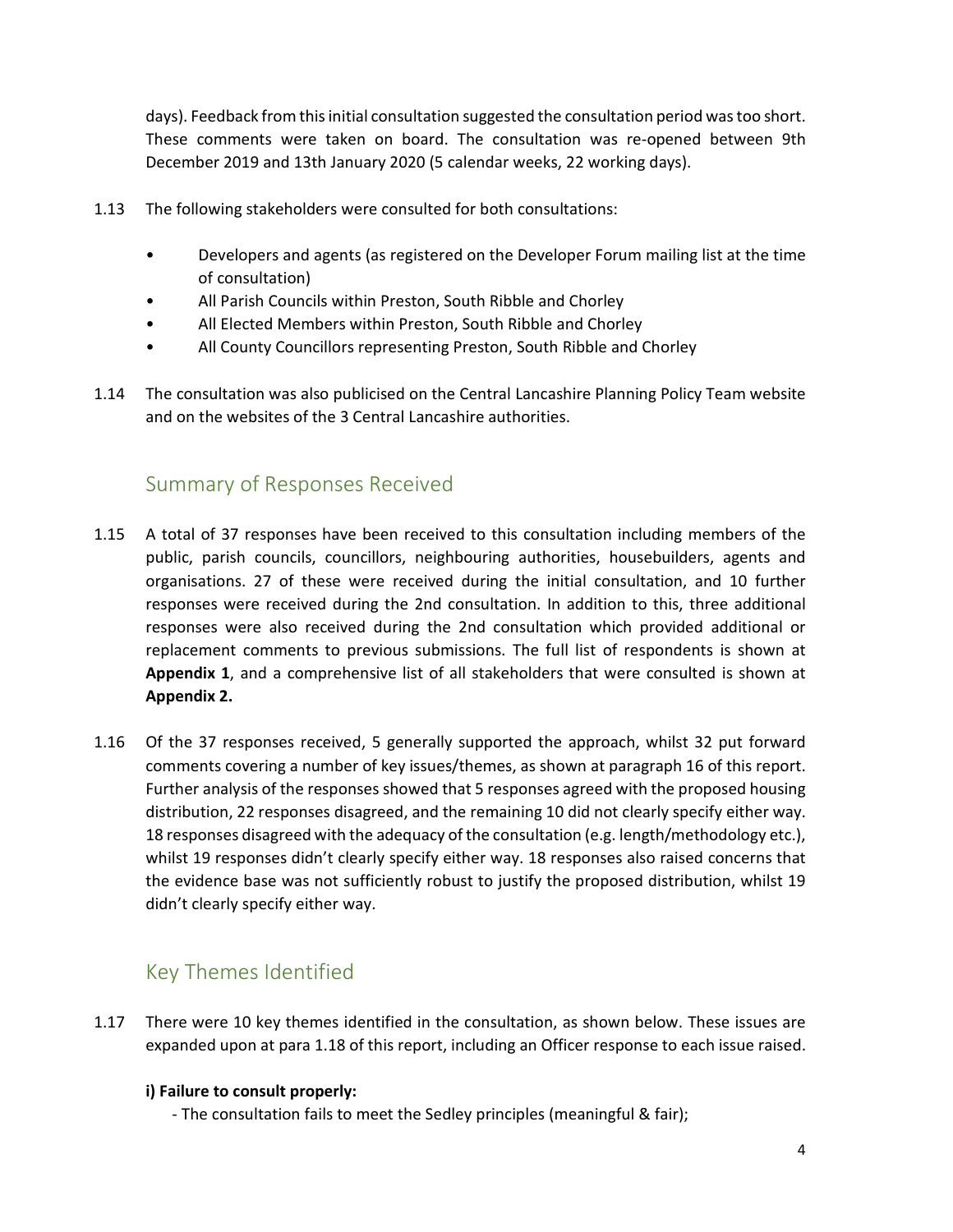days). Feedback from this initial consultation suggested the consultation period was too short. These comments were taken on board. The consultation was re-opened between 9th December 2019 and 13th January 2020 (5 calendar weeks, 22 working days).

1.13 The following stakeholders were consulted for both consultations:

- Developers and agents (as registered on the Developer Forum mailing list at the time of consultation)
- All Parish Councils within Preston, South Ribble and Chorley
- All Elected Members within Preston, South Ribble and Chorley
- All County Councillors representing Preston, South Ribble and Chorley

1.14 The consultation was also publicised on the Central Lancashire Planning Policy Team website and on the websites of the 3 Central Lancashire authorities.

## Summary of Responses Received

1.15 A total of 37 responses have been received to this consultation including members of the public, parish councils, councillors, neighbouring authorities, housebuilders, agents and organisations. 27 of these were received during the initial consultation, and 10 further responses were received during the 2nd consultation. In addition to this, three additional responses were also received during the 2nd consultation which provided additional or replacement comments to previous submissions. The full list of respondents is shown at **Appendix 1**, and a comprehensive list of all stakeholders that were consulted is shown at **Appendix 2.**

1.16 Of the 37 responses received, 5 generally supported the approach, whilst 32 put forward comments covering a number of key issues/themes, as shown at paragraph 16 of this report. Further analysis of the responses showed that 5 responses agreed with the proposed housing distribution, 22 responses disagreed, and the remaining 10 did not clearly specify either way. 18 responses disagreed with the adequacy of the consultation (e.g. length/methodology etc.), whilst 19 responses didn't clearly specify either way. 18 responses also raised concerns that the evidence base was not sufficiently robust to justify the proposed distribution, whilst 19 didn't clearly specify either way.

## Key Themes Identified

1.17 There were 10 key themes identified in the consultation, as shown below. These issues are expanded upon at para 1.18 of this report, including an Officer response to each issue raised.

**i) Failure to consult properly:**

- The consultation fails to meet the Sedley principles (meaningful & fair);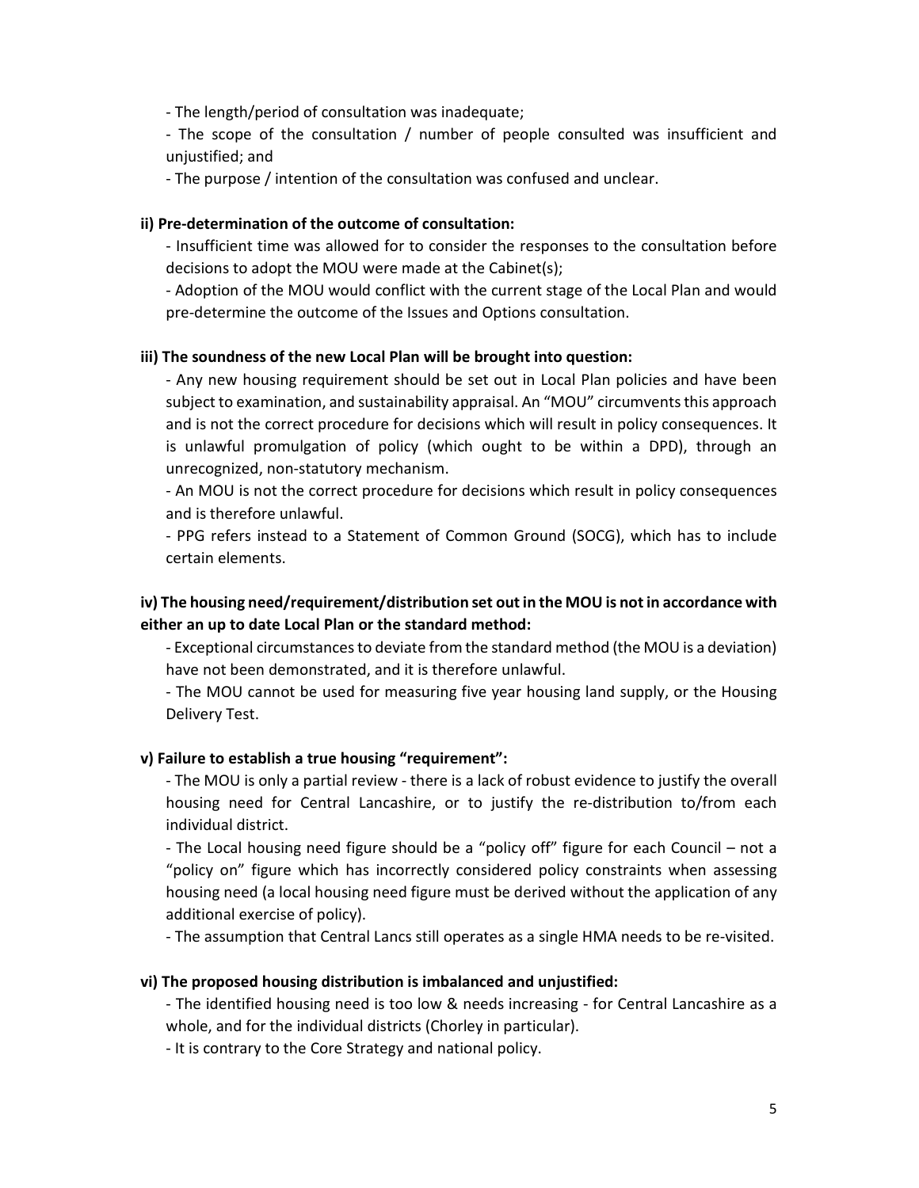- The length/period of consultation was inadequate;

- The scope of the consultation / number of people consulted was insufficient and unjustified; and

- The purpose / intention of the consultation was confused and unclear.

**ii) Pre-determination of the outcome of consultation:**

- Insufficient time was allowed for to consider the responses to the consultation before decisions to adopt the MOU were made at the Cabinet(s);

- Adoption of the MOU would conflict with the current stage of the Local Plan and would pre-determine the outcome of the Issues and Options consultation.

**iii) The soundness of the new Local Plan will be brought into question:**

- Any new housing requirement should be set out in Local Plan policies and have been subject to examination, and sustainability appraisal. An "MOU" circumvents this approach and is not the correct procedure for decisions which will result in policy consequences. It is unlawful promulgation of policy (which ought to be within a DPD), through an unrecognized, non-statutory mechanism.

- An MOU is not the correct procedure for decisions which result in policy consequences and is therefore unlawful.

- PPG refers instead to a Statement of Common Ground (SOCG), which has to include certain elements.

**iv) The housing need/requirement/distribution set out in the MOU is not in accordance with either an up to date Local Plan or the standard method:**

- Exceptional circumstances to deviate from the standard method (the MOU is a deviation) have not been demonstrated, and it is therefore unlawful.

- The MOU cannot be used for measuring five year housing land supply, or the Housing Delivery Test.

**v) Failure to establish a true housing "requirement":**

- The MOU is only a partial review - there is a lack of robust evidence to justify the overall housing need for Central Lancashire, or to justify the re-distribution to/from each individual district.

- The Local housing need figure should be a "policy off" figure for each Council – not a "policy on" figure which has incorrectly considered policy constraints when assessing housing need (a local housing need figure must be derived without the application of any additional exercise of policy).

- The assumption that Central Lancs still operates as a single HMA needs to be re-visited.

**vi) The proposed housing distribution is imbalanced and unjustified:**

- The identified housing need is too low & needs increasing - for Central Lancashire as a whole, and for the individual districts (Chorley in particular).

- It is contrary to the Core Strategy and national policy.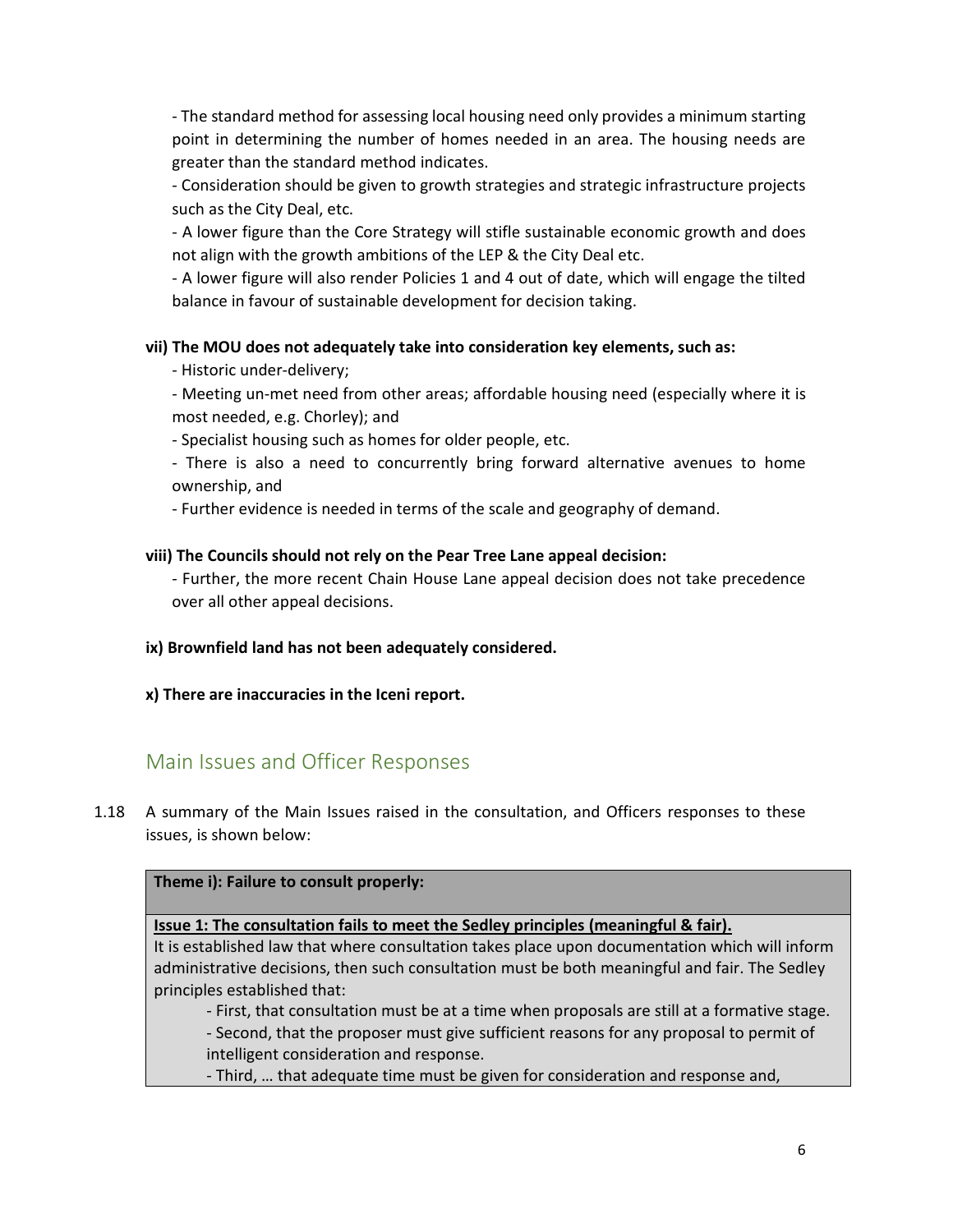- The standard method for assessing local housing need only provides a minimum starting point in determining the number of homes needed in an area. The housing needs are greater than the standard method indicates.

- Consideration should be given to growth strategies and strategic infrastructure projects such as the City Deal, etc.

- A lower figure than the Core Strategy will stifle sustainable economic growth and does not align with the growth ambitions of the LEP & the City Deal etc.

- A lower figure will also render Policies 1 and 4 out of date, which will engage the tilted balance in favour of sustainable development for decision taking.

**vii) The MOU does not adequately take into consideration key elements, such as:**

- Historic under-delivery;
- Meeting un-met need from other areas; affordable housing need (especially where it is most needed, e.g. Chorley); and
- Specialist housing such as homes for older people, etc.
- There is also a need to concurrently bring forward alternative avenues to home ownership, and
- Further evidence is needed in terms of the scale and geography of demand.

**viii) The Councils should not rely on the Pear Tree Lane appeal decision:**

- Further, the more recent Chain House Lane appeal decision does not take precedence over all other appeal decisions.

**ix) Brownfield land has not been adequately considered.**

**x) There are inaccuracies in the Iceni report.**

## Main Issues and Officer Responses

1.18 A summary of the Main Issues raised in the consultation, and Officers responses to these issues, is shown below:

| **Theme i): Failure to consult properly:** |
|---|
| **<u>Issue 1: The consultation fails to meet the Sedley principles (meaningful & fair).</u>**<br>It is established law that where consultation takes place upon documentation which will inform administrative decisions, then such consultation must be both meaningful and fair. The Sedley principles established that:<br>- First, that consultation must be at a time when proposals are still at a formative stage.<br>- Second, that the proposer must give sufficient reasons for any proposal to permit of intelligent consideration and response.<br>- Third, … that adequate time must be given for consideration and response and, |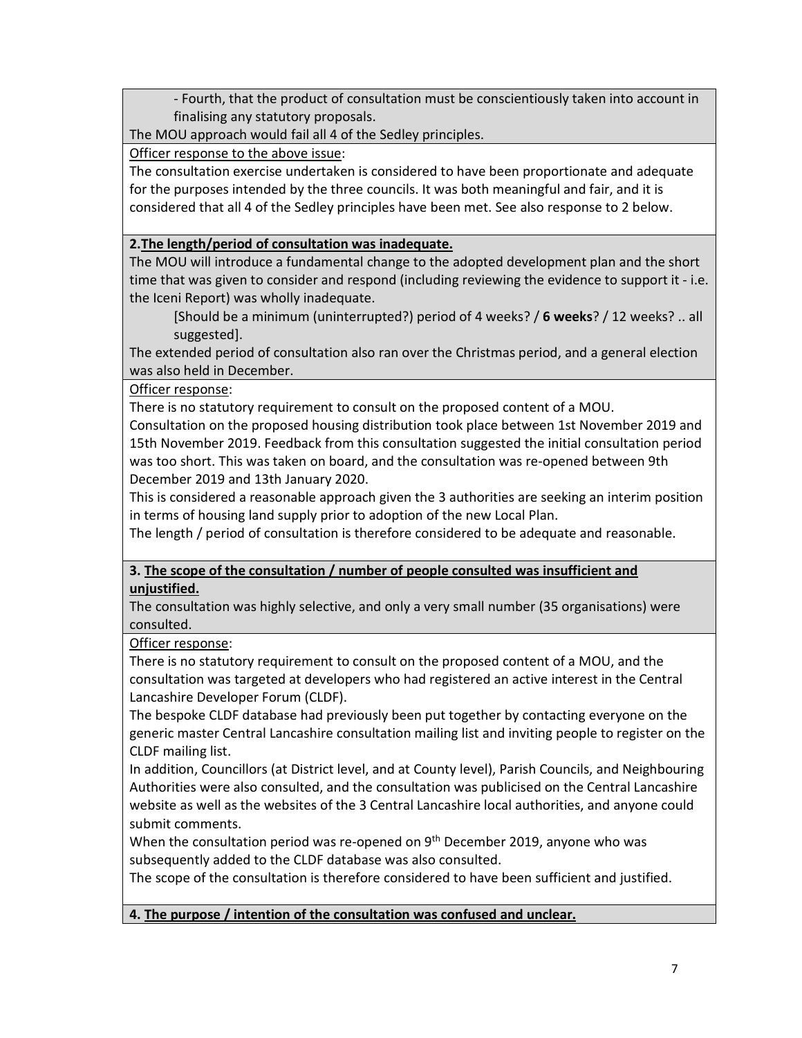- Fourth, that the product of consultation must be conscientiously taken into account in finalising any statutory proposals.

The MOU approach would fail all 4 of the Sedley principles.

Officer response to the above issue:

The consultation exercise undertaken is considered to have been proportionate and adequate for the purposes intended by the three councils. It was both meaningful and fair, and it is considered that all 4 of the Sedley principles have been met. See also response to 2 below.

**2. The length/period of consultation was inadequate.**

The MOU will introduce a fundamental change to the adopted development plan and the short time that was given to consider and respond (including reviewing the evidence to support it - i.e. the Iceni Report) was wholly inadequate.

[Should be a minimum (uninterrupted?) period of 4 weeks? / **6 weeks**? / 12 weeks? .. all suggested].

The extended period of consultation also ran over the Christmas period, and a general election was also held in December.

Officer response:

There is no statutory requirement to consult on the proposed content of a MOU.

Consultation on the proposed housing distribution took place between 1st November 2019 and 15th November 2019. Feedback from this consultation suggested the initial consultation period was too short. This was taken on board, and the consultation was re-opened between 9th December 2019 and 13th January 2020.

This is considered a reasonable approach given the 3 authorities are seeking an interim position in terms of housing land supply prior to adoption of the new Local Plan.

The length / period of consultation is therefore considered to be adequate and reasonable.

**3. The scope of the consultation / number of people consulted was insufficient and unjustified.**

The consultation was highly selective, and only a very small number (35 organisations) were consulted.

Officer response:

There is no statutory requirement to consult on the proposed content of a MOU, and the consultation was targeted at developers who had registered an active interest in the Central Lancashire Developer Forum (CLDF).

The bespoke CLDF database had previously been put together by contacting everyone on the generic master Central Lancashire consultation mailing list and inviting people to register on the CLDF mailing list.

In addition, Councillors (at District level, and at County level), Parish Councils, and Neighbouring Authorities were also consulted, and the consultation was publicised on the Central Lancashire website as well as the websites of the 3 Central Lancashire local authorities, and anyone could submit comments.

When the consultation period was re-opened on 9th December 2019, anyone who was subsequently added to the CLDF database was also consulted.

The scope of the consultation is therefore considered to have been sufficient and justified.

**4. The purpose / intention of the consultation was confused and unclear.**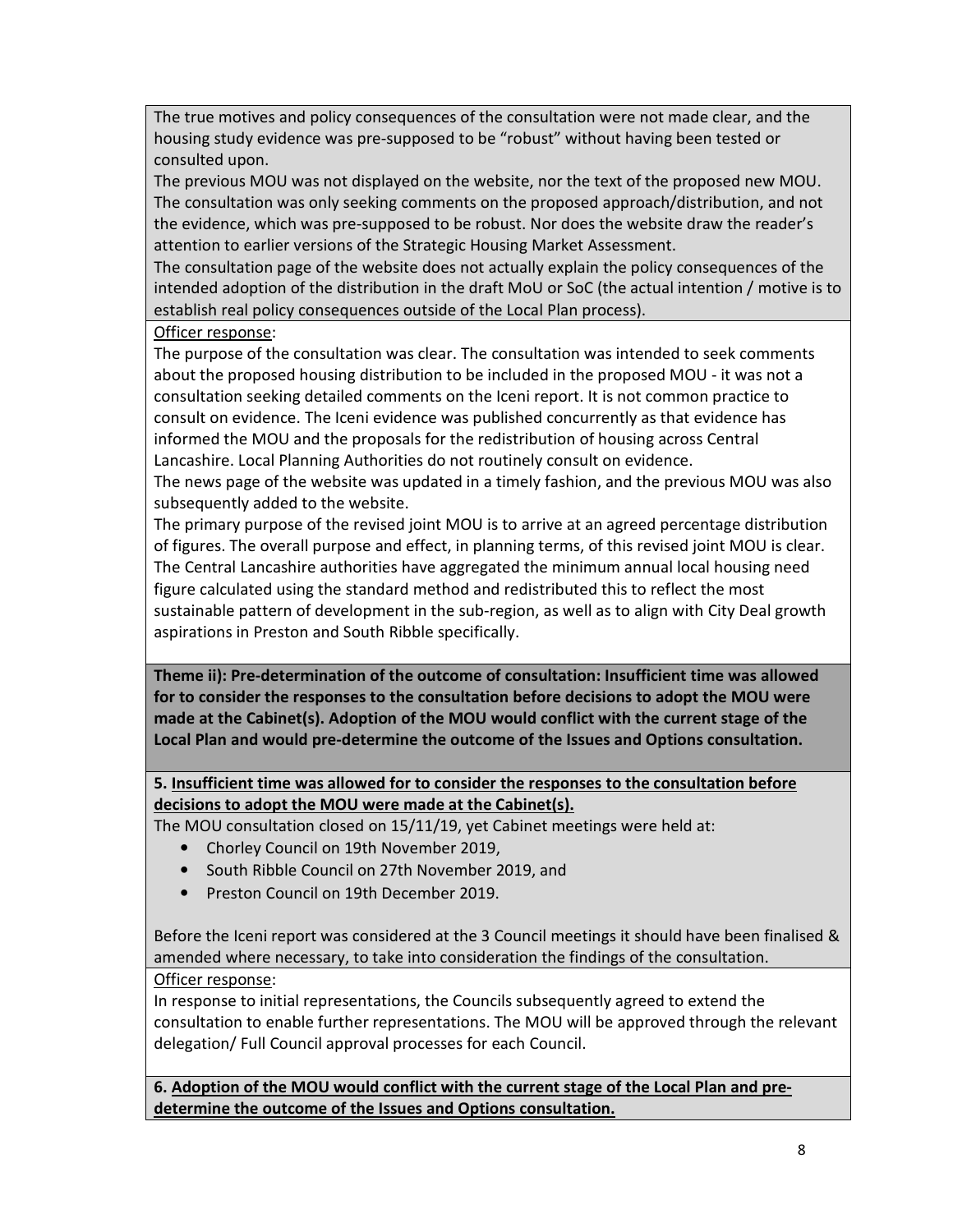The true motives and policy consequences of the consultation were not made clear, and the housing study evidence was pre-supposed to be "robust" without having been tested or consulted upon.

The previous MOU was not displayed on the website, nor the text of the proposed new MOU. The consultation was only seeking comments on the proposed approach/distribution, and not the evidence, which was pre-supposed to be robust. Nor does the website draw the reader's attention to earlier versions of the Strategic Housing Market Assessment.

The consultation page of the website does not actually explain the policy consequences of the intended adoption of the distribution in the draft MoU or SoC (the actual intention / motive is to establish real policy consequences outside of the Local Plan process).

Officer response:

The purpose of the consultation was clear. The consultation was intended to seek comments about the proposed housing distribution to be included in the proposed MOU - it was not a consultation seeking detailed comments on the Iceni report. It is not common practice to consult on evidence. The Iceni evidence was published concurrently as that evidence has informed the MOU and the proposals for the redistribution of housing across Central Lancashire. Local Planning Authorities do not routinely consult on evidence.

The news page of the website was updated in a timely fashion, and the previous MOU was also subsequently added to the website.

The primary purpose of the revised joint MOU is to arrive at an agreed percentage distribution of figures. The overall purpose and effect, in planning terms, of this revised joint MOU is clear. The Central Lancashire authorities have aggregated the minimum annual local housing need figure calculated using the standard method and redistributed this to reflect the most sustainable pattern of development in the sub-region, as well as to align with City Deal growth aspirations in Preston and South Ribble specifically.

**Theme ii): Pre-determination of the outcome of consultation: Insufficient time was allowed for to consider the responses to the consultation before decisions to adopt the MOU were made at the Cabinet(s). Adoption of the MOU would conflict with the current stage of the Local Plan and would pre-determine the outcome of the Issues and Options consultation.**

**5. Insufficient time was allowed for to consider the responses to the consultation before decisions to adopt the MOU were made at the Cabinet(s).**

The MOU consultation closed on 15/11/19, yet Cabinet meetings were held at:

- Chorley Council on 19th November 2019,
- South Ribble Council on 27th November 2019, and
- Preston Council on 19th December 2019.

Before the Iceni report was considered at the 3 Council meetings it should have been finalised & amended where necessary, to take into consideration the findings of the consultation.

Officer response:

In response to initial representations, the Councils subsequently agreed to extend the consultation to enable further representations. The MOU will be approved through the relevant delegation/ Full Council approval processes for each Council.

**6. Adoption of the MOU would conflict with the current stage of the Local Plan and pre-determine the outcome of the Issues and Options consultation.**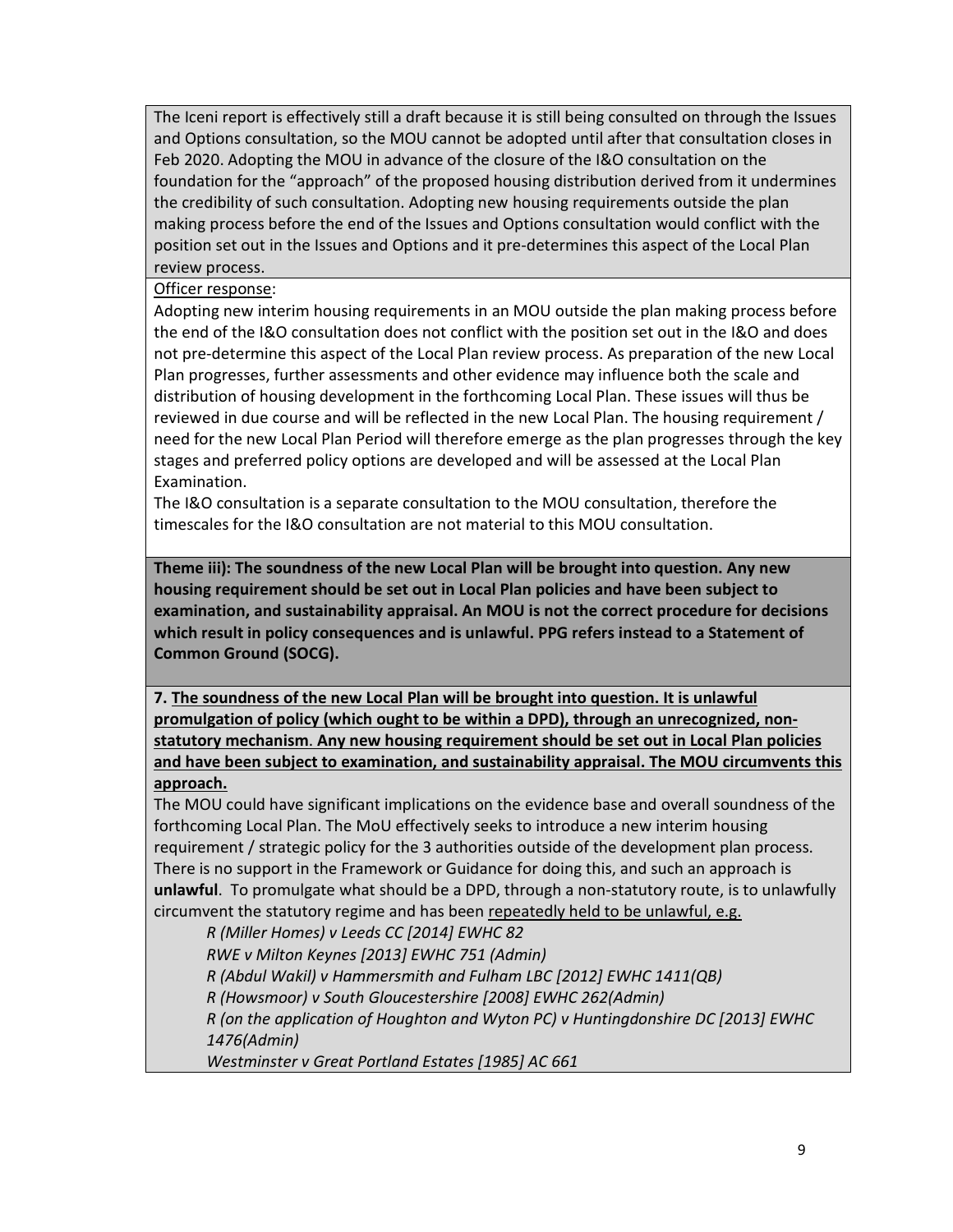The Iceni report is effectively still a draft because it is still being consulted on through the Issues and Options consultation, so the MOU cannot be adopted until after that consultation closes in Feb 2020. Adopting the MOU in advance of the closure of the I&O consultation on the foundation for the "approach" of the proposed housing distribution derived from it undermines the credibility of such consultation. Adopting new housing requirements outside the plan making process before the end of the Issues and Options consultation would conflict with the position set out in the Issues and Options and it pre-determines this aspect of the Local Plan review process.

<u>Officer response</u>:

Adopting new interim housing requirements in an MOU outside the plan making process before the end of the I&O consultation does not conflict with the position set out in the I&O and does not pre-determine this aspect of the Local Plan review process. As preparation of the new Local Plan progresses, further assessments and other evidence may influence both the scale and distribution of housing development in the forthcoming Local Plan. These issues will thus be reviewed in due course and will be reflected in the new Local Plan. The housing requirement / need for the new Local Plan Period will therefore emerge as the plan progresses through the key stages and preferred policy options are developed and will be assessed at the Local Plan Examination.

The I&O consultation is a separate consultation to the MOU consultation, therefore the timescales for the I&O consultation are not material to this MOU consultation.

**Theme iii): The soundness of the new Local Plan will be brought into question. Any new housing requirement should be set out in Local Plan policies and have been subject to examination, and sustainability appraisal. An MOU is not the correct procedure for decisions which result in policy consequences and is unlawful. PPG refers instead to a Statement of Common Ground (SOCG).**

**7. <u>The soundness of the new Local Plan will be brought into question. It is unlawful promulgation of policy (which ought to be within a DPD), through an unrecognized, non-statutory mechanism</u>. <u>Any new housing requirement should be set out in Local Plan policies and have been subject to examination, and sustainability appraisal. The MOU circumvents this approach.</u>**

The MOU could have significant implications on the evidence base and overall soundness of the forthcoming Local Plan. The MoU effectively seeks to introduce a new interim housing requirement / strategic policy for the 3 authorities outside of the development plan process. There is no support in the Framework or Guidance for doing this, and such an approach is **unlawful**. To promulgate what should be a DPD, through a non-statutory route, is to unlawfully circumvent the statutory regime and has been <u>repeatedly held to be unlawful, e.g.</u>

*R (Miller Homes) v Leeds CC [2014] EWHC 82*
*RWE v Milton Keynes [2013] EWHC 751 (Admin)*
*R (Abdul Wakil) v Hammersmith and Fulham LBC [2012] EWHC 1411(QB)*
*R (Howsmoor) v South Gloucestershire [2008] EWHC 262(Admin)*
*R (on the application of Houghton and Wyton PC) v Huntingdonshire DC [2013] EWHC 1476(Admin)*
*Westminster v Great Portland Estates [1985] AC 661*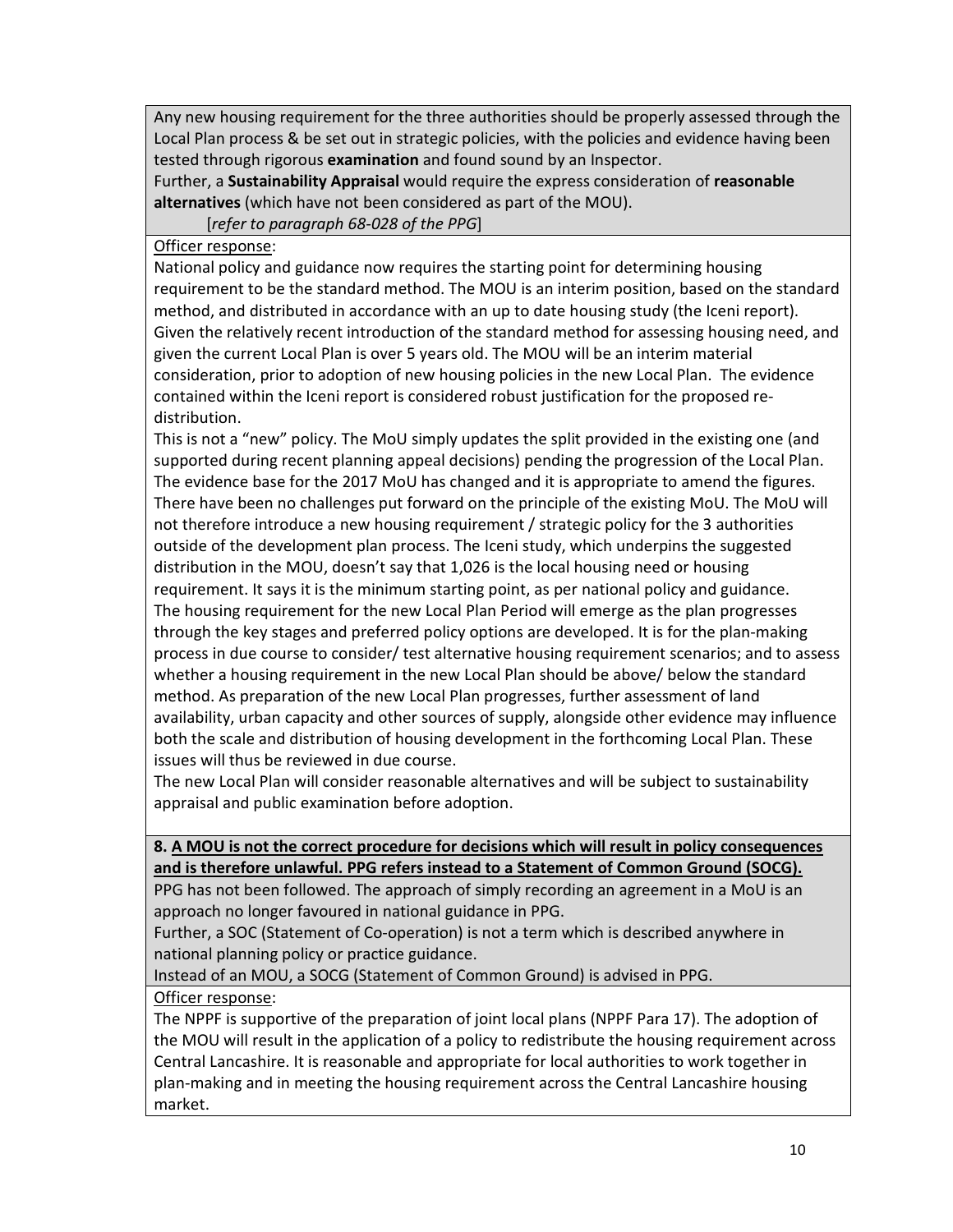Any new housing requirement for the three authorities should be properly assessed through the Local Plan process & be set out in strategic policies, with the policies and evidence having been tested through rigorous **examination** and found sound by an Inspector.

Further, a **Sustainability Appraisal** would require the express consideration of **reasonable alternatives** (which have not been considered as part of the MOU).

[*refer to paragraph 68-028 of the PPG*]

Officer response:

National policy and guidance now requires the starting point for determining housing requirement to be the standard method. The MOU is an interim position, based on the standard method, and distributed in accordance with an up to date housing study (the Iceni report). Given the relatively recent introduction of the standard method for assessing housing need, and given the current Local Plan is over 5 years old. The MOU will be an interim material consideration, prior to adoption of new housing policies in the new Local Plan. The evidence contained within the Iceni report is considered robust justification for the proposed re-distribution.

This is not a "new" policy. The MoU simply updates the split provided in the existing one (and supported during recent planning appeal decisions) pending the progression of the Local Plan. The evidence base for the 2017 MoU has changed and it is appropriate to amend the figures. There have been no challenges put forward on the principle of the existing MoU. The MoU will not therefore introduce a new housing requirement / strategic policy for the 3 authorities outside of the development plan process. The Iceni study, which underpins the suggested distribution in the MOU, doesn't say that 1,026 is the local housing need or housing requirement. It says it is the minimum starting point, as per national policy and guidance. The housing requirement for the new Local Plan Period will emerge as the plan progresses through the key stages and preferred policy options are developed. It is for the plan-making process in due course to consider/ test alternative housing requirement scenarios; and to assess whether a housing requirement in the new Local Plan should be above/ below the standard method. As preparation of the new Local Plan progresses, further assessment of land availability, urban capacity and other sources of supply, alongside other evidence may influence both the scale and distribution of housing development in the forthcoming Local Plan. These issues will thus be reviewed in due course.

The new Local Plan will consider reasonable alternatives and will be subject to sustainability appraisal and public examination before adoption.

**8. A MOU is not the correct procedure for decisions which will result in policy consequences and is therefore unlawful. PPG refers instead to a Statement of Common Ground (SOCG).**

PPG has not been followed. The approach of simply recording an agreement in a MoU is an approach no longer favoured in national guidance in PPG.

Further, a SOC (Statement of Co-operation) is not a term which is described anywhere in national planning policy or practice guidance.

Instead of an MOU, a SOCG (Statement of Common Ground) is advised in PPG.

Officer response:

The NPPF is supportive of the preparation of joint local plans (NPPF Para 17). The adoption of the MOU will result in the application of a policy to redistribute the housing requirement across Central Lancashire. It is reasonable and appropriate for local authorities to work together in plan-making and in meeting the housing requirement across the Central Lancashire housing market.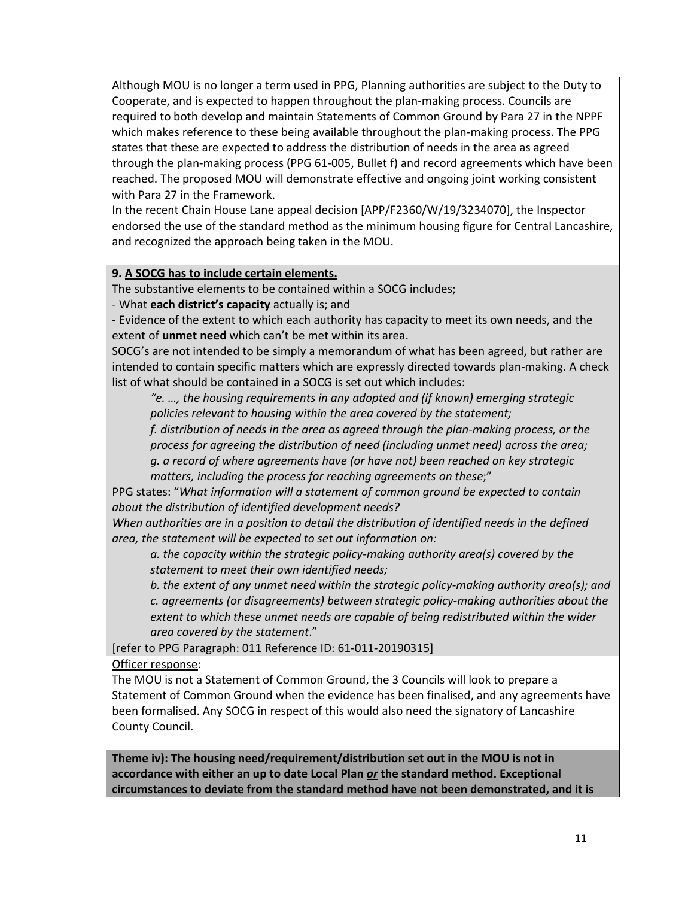Although MOU is no longer a term used in PPG, Planning authorities are subject to the Duty to Cooperate, and is expected to happen throughout the plan-making process. Councils are required to both develop and maintain Statements of Common Ground by Para 27 in the NPPF which makes reference to these being available throughout the plan-making process. The PPG states that these are expected to address the distribution of needs in the area as agreed through the plan-making process (PPG 61-005, Bullet f) and record agreements which have been reached. The proposed MOU will demonstrate effective and ongoing joint working consistent with Para 27 in the Framework.

In the recent Chain House Lane appeal decision [APP/F2360/W/19/3234070], the Inspector endorsed the use of the standard method as the minimum housing figure for Central Lancashire, and recognized the approach being taken in the MOU.

**9. <u>A SOCG has to include certain elements.</u>**

The substantive elements to be contained within a SOCG includes;

- What **each district's capacity** actually is; and
- Evidence of the extent to which each authority has capacity to meet its own needs, and the extent of **unmet need** which can't be met within its area.

SOCG's are not intended to be simply a memorandum of what has been agreed, but rather are intended to contain specific matters which are expressly directed towards plan-making. A check list of what should be contained in a SOCG is set out which includes:

> *"e. …, the housing requirements in any adopted and (if known) emerging strategic policies relevant to housing within the area covered by the statement;*
>
> *f. distribution of needs in the area as agreed through the plan-making process, or the process for agreeing the distribution of need (including unmet need) across the area;*
>
> *g. a record of where agreements have (or have not) been reached on key strategic matters, including the process for reaching agreements on these*;"

PPG states: "*What information will a statement of common ground be expected to contain about the distribution of identified development needs?*

*When authorities are in a position to detail the distribution of identified needs in the defined area, the statement will be expected to set out information on:*

> *a. the capacity within the strategic policy-making authority area(s) covered by the statement to meet their own identified needs;*
>
> *b. the extent of any unmet need within the strategic policy-making authority area(s); and*
>
> *c. agreements (or disagreements) between strategic policy-making authorities about the extent to which these unmet needs are capable of being redistributed within the wider area covered by the statement*."

[refer to PPG Paragraph: 011 Reference ID: 61-011-20190315]

<u>Officer response</u>:

The MOU is not a Statement of Common Ground, the 3 Councils will look to prepare a Statement of Common Ground when the evidence has been finalised, and any agreements have been formalised. Any SOCG in respect of this would also need the signatory of Lancashire County Council.

**Theme iv): The housing need/requirement/distribution set out in the MOU is not in accordance with either an up to date Local Plan *<u>or</u>* the standard method. Exceptional circumstances to deviate from the standard method have not been demonstrated, and it is**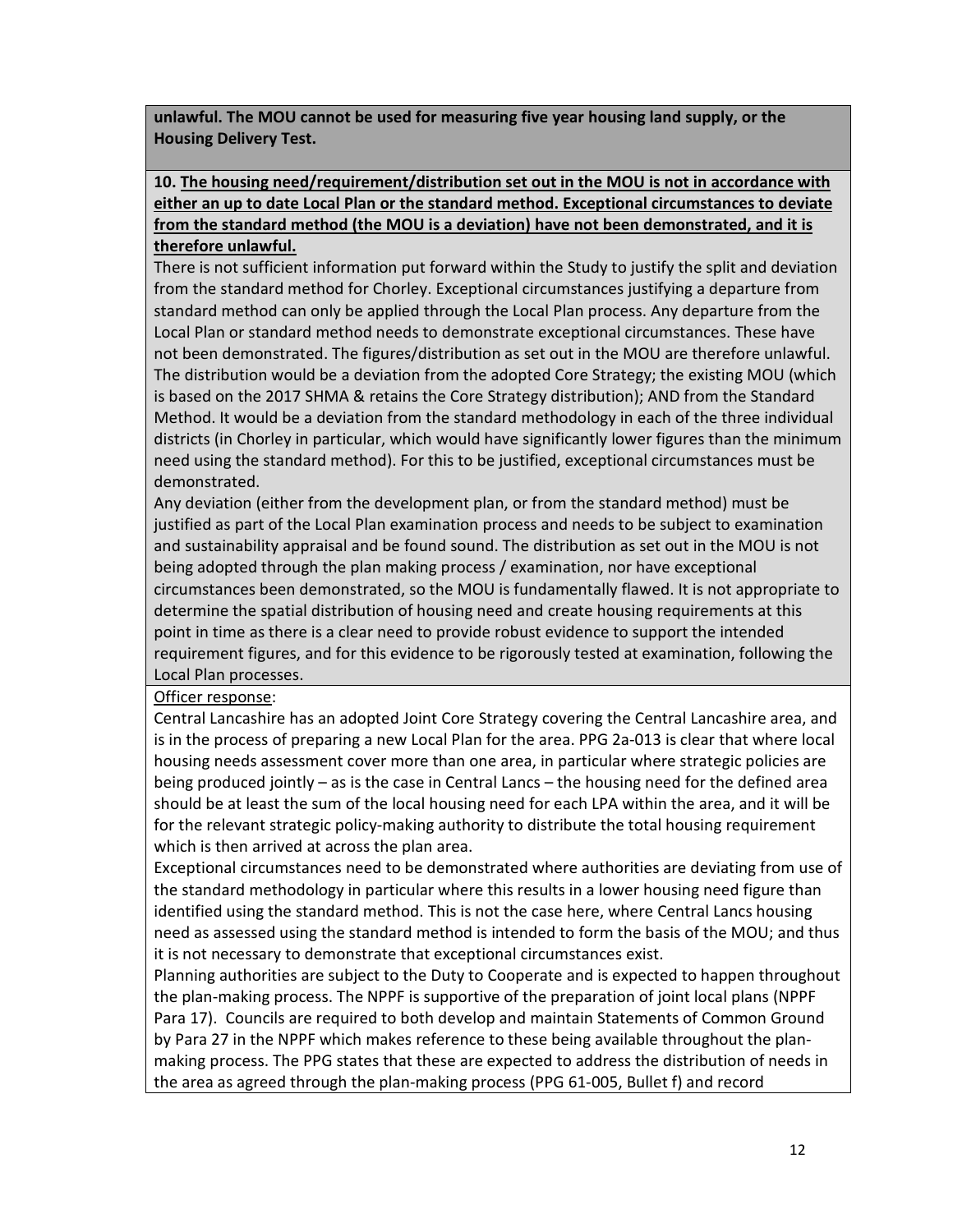**unlawful. The MOU cannot be used for measuring five year housing land supply, or the Housing Delivery Test.**

**10. The housing need/requirement/distribution set out in the MOU is not in accordance with either an up to date Local Plan or the standard method. Exceptional circumstances to deviate from the standard method (the MOU is a deviation) have not been demonstrated, and it is therefore unlawful.**

There is not sufficient information put forward within the Study to justify the split and deviation from the standard method for Chorley. Exceptional circumstances justifying a departure from standard method can only be applied through the Local Plan process. Any departure from the Local Plan or standard method needs to demonstrate exceptional circumstances. These have not been demonstrated. The figures/distribution as set out in the MOU are therefore unlawful. The distribution would be a deviation from the adopted Core Strategy; the existing MOU (which is based on the 2017 SHMA & retains the Core Strategy distribution); AND from the Standard Method. It would be a deviation from the standard methodology in each of the three individual districts (in Chorley in particular, which would have significantly lower figures than the minimum need using the standard method). For this to be justified, exceptional circumstances must be demonstrated.

Any deviation (either from the development plan, or from the standard method) must be justified as part of the Local Plan examination process and needs to be subject to examination and sustainability appraisal and be found sound. The distribution as set out in the MOU is not being adopted through the plan making process / examination, nor have exceptional circumstances been demonstrated, so the MOU is fundamentally flawed. It is not appropriate to determine the spatial distribution of housing need and create housing requirements at this point in time as there is a clear need to provide robust evidence to support the intended requirement figures, and for this evidence to be rigorously tested at examination, following the Local Plan processes.

Officer response:

Central Lancashire has an adopted Joint Core Strategy covering the Central Lancashire area, and is in the process of preparing a new Local Plan for the area. PPG 2a-013 is clear that where local housing needs assessment cover more than one area, in particular where strategic policies are being produced jointly – as is the case in Central Lancs – the housing need for the defined area should be at least the sum of the local housing need for each LPA within the area, and it will be for the relevant strategic policy-making authority to distribute the total housing requirement which is then arrived at across the plan area.

Exceptional circumstances need to be demonstrated where authorities are deviating from use of the standard methodology in particular where this results in a lower housing need figure than identified using the standard method. This is not the case here, where Central Lancs housing need as assessed using the standard method is intended to form the basis of the MOU; and thus it is not necessary to demonstrate that exceptional circumstances exist.

Planning authorities are subject to the Duty to Cooperate and is expected to happen throughout the plan-making process. The NPPF is supportive of the preparation of joint local plans (NPPF Para 17). Councils are required to both develop and maintain Statements of Common Ground by Para 27 in the NPPF which makes reference to these being available throughout the plan-making process. The PPG states that these are expected to address the distribution of needs in the area as agreed through the plan-making process (PPG 61-005, Bullet f) and record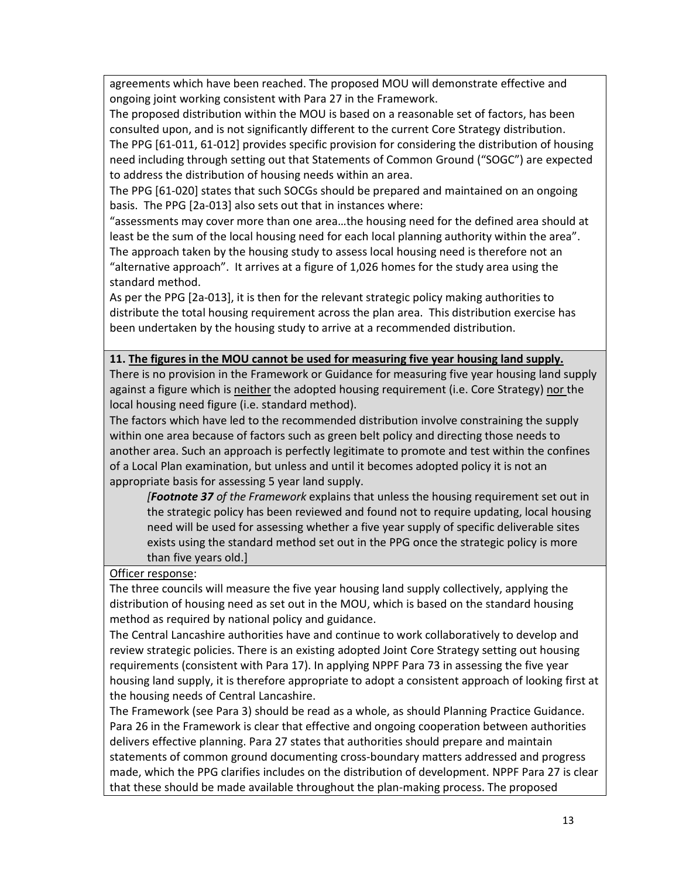agreements which have been reached. The proposed MOU will demonstrate effective and ongoing joint working consistent with Para 27 in the Framework.

The proposed distribution within the MOU is based on a reasonable set of factors, has been consulted upon, and is not significantly different to the current Core Strategy distribution.

The PPG [61-011, 61-012] provides specific provision for considering the distribution of housing need including through setting out that Statements of Common Ground ("SOGC") are expected to address the distribution of housing needs within an area.

The PPG [61-020] states that such SOCGs should be prepared and maintained on an ongoing basis. The PPG [2a-013] also sets out that in instances where:

"assessments may cover more than one area…the housing need for the defined area should at least be the sum of the local housing need for each local planning authority within the area".

The approach taken by the housing study to assess local housing need is therefore not an "alternative approach". It arrives at a figure of 1,026 homes for the study area using the standard method.

As per the PPG [2a-013], it is then for the relevant strategic policy making authorities to distribute the total housing requirement across the plan area. This distribution exercise has been undertaken by the housing study to arrive at a recommended distribution.

**11. The figures in the MOU cannot be used for measuring five year housing land supply.**

There is no provision in the Framework or Guidance for measuring five year housing land supply against a figure which is neither the adopted housing requirement (i.e. Core Strategy) nor the local housing need figure (i.e. standard method).

The factors which have led to the recommended distribution involve constraining the supply within one area because of factors such as green belt policy and directing those needs to another area. Such an approach is perfectly legitimate to promote and test within the confines of a Local Plan examination, but unless and until it becomes adopted policy it is not an appropriate basis for assessing 5 year land supply.

> [***Footnote 37*** *of the Framework* explains that unless the housing requirement set out in the strategic policy has been reviewed and found not to require updating, local housing need will be used for assessing whether a five year supply of specific deliverable sites exists using the standard method set out in the PPG once the strategic policy is more than five years old.]

Officer response:

The three councils will measure the five year housing land supply collectively, applying the distribution of housing need as set out in the MOU, which is based on the standard housing method as required by national policy and guidance.

The Central Lancashire authorities have and continue to work collaboratively to develop and review strategic policies. There is an existing adopted Joint Core Strategy setting out housing requirements (consistent with Para 17). In applying NPPF Para 73 in assessing the five year housing land supply, it is therefore appropriate to adopt a consistent approach of looking first at the housing needs of Central Lancashire.

The Framework (see Para 3) should be read as a whole, as should Planning Practice Guidance. Para 26 in the Framework is clear that effective and ongoing cooperation between authorities delivers effective planning. Para 27 states that authorities should prepare and maintain statements of common ground documenting cross-boundary matters addressed and progress made, which the PPG clarifies includes on the distribution of development. NPPF Para 27 is clear that these should be made available throughout the plan-making process. The proposed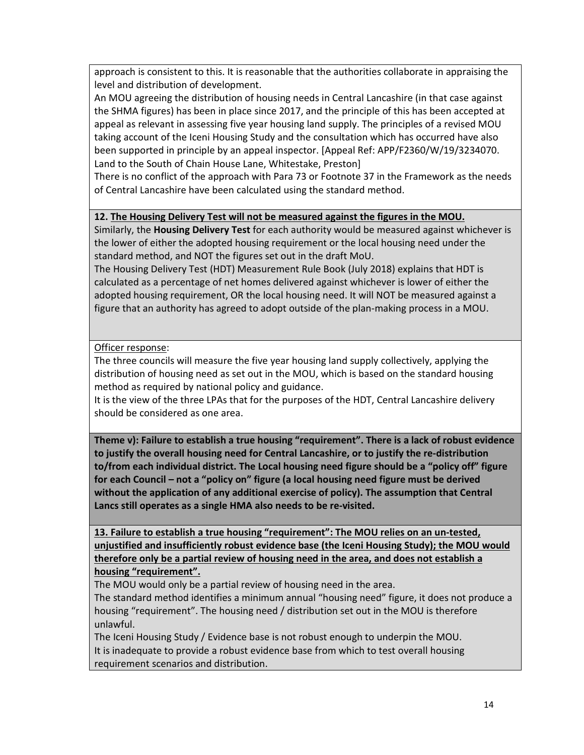approach is consistent to this. It is reasonable that the authorities collaborate in appraising the level and distribution of development.

An MOU agreeing the distribution of housing needs in Central Lancashire (in that case against the SHMA figures) has been in place since 2017, and the principle of this has been accepted at appeal as relevant in assessing five year housing land supply. The principles of a revised MOU taking account of the Iceni Housing Study and the consultation which has occurred have also been supported in principle by an appeal inspector. [Appeal Ref: APP/F2360/W/19/3234070. Land to the South of Chain House Lane, Whitestake, Preston]

There is no conflict of the approach with Para 73 or Footnote 37 in the Framework as the needs of Central Lancashire have been calculated using the standard method.

**12. The Housing Delivery Test will not be measured against the figures in the MOU.**

Similarly, the **Housing Delivery Test** for each authority would be measured against whichever is the lower of either the adopted housing requirement or the local housing need under the standard method, and NOT the figures set out in the draft MoU.

The Housing Delivery Test (HDT) Measurement Rule Book (July 2018) explains that HDT is calculated as a percentage of net homes delivered against whichever is lower of either the adopted housing requirement, OR the local housing need. It will NOT be measured against a figure that an authority has agreed to adopt outside of the plan-making process in a MOU.

Officer response:

The three councils will measure the five year housing land supply collectively, applying the distribution of housing need as set out in the MOU, which is based on the standard housing method as required by national policy and guidance.

It is the view of the three LPAs that for the purposes of the HDT, Central Lancashire delivery should be considered as one area.

**Theme v): Failure to establish a true housing "requirement". There is a lack of robust evidence to justify the overall housing need for Central Lancashire, or to justify the re-distribution to/from each individual district. The Local housing need figure should be a "policy off" figure for each Council – not a "policy on" figure (a local housing need figure must be derived without the application of any additional exercise of policy). The assumption that Central Lancs still operates as a single HMA also needs to be re-visited.**

**13. Failure to establish a true housing "requirement": The MOU relies on an un-tested, unjustified and insufficiently robust evidence base (the Iceni Housing Study); the MOU would therefore only be a partial review of housing need in the area, and does not establish a housing "requirement".**

The MOU would only be a partial review of housing need in the area.

The standard method identifies a minimum annual "housing need" figure, it does not produce a housing "requirement". The housing need / distribution set out in the MOU is therefore unlawful.

The Iceni Housing Study / Evidence base is not robust enough to underpin the MOU.

It is inadequate to provide a robust evidence base from which to test overall housing requirement scenarios and distribution.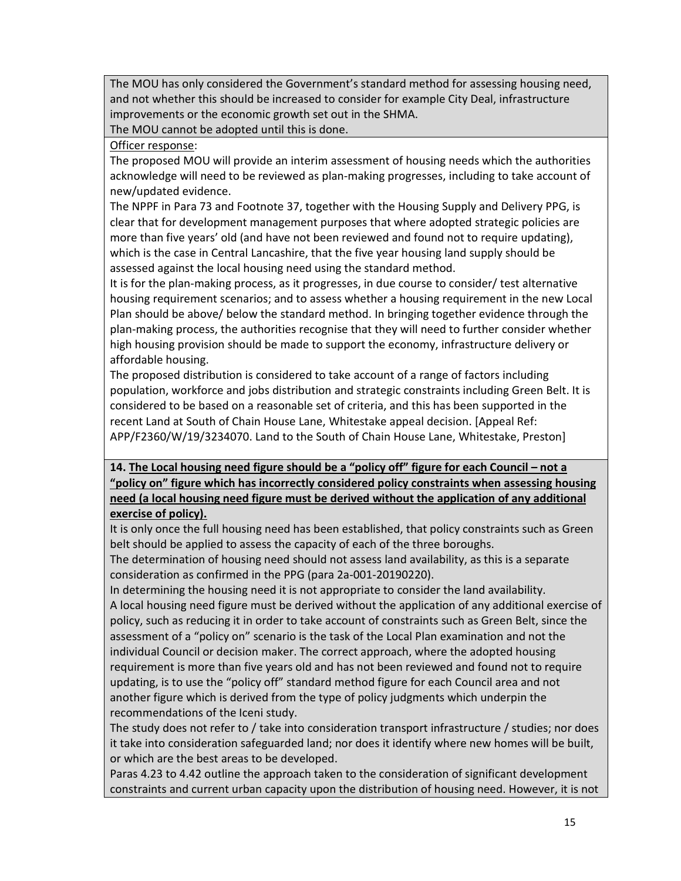The MOU has only considered the Government's standard method for assessing housing need, and not whether this should be increased to consider for example City Deal, infrastructure improvements or the economic growth set out in the SHMA.

The MOU cannot be adopted until this is done.

<u>Officer response</u>:

The proposed MOU will provide an interim assessment of housing needs which the authorities acknowledge will need to be reviewed as plan-making progresses, including to take account of new/updated evidence.

The NPPF in Para 73 and Footnote 37, together with the Housing Supply and Delivery PPG, is clear that for development management purposes that where adopted strategic policies are more than five years' old (and have not been reviewed and found not to require updating), which is the case in Central Lancashire, that the five year housing land supply should be assessed against the local housing need using the standard method.

It is for the plan-making process, as it progresses, in due course to consider/ test alternative housing requirement scenarios; and to assess whether a housing requirement in the new Local Plan should be above/ below the standard method. In bringing together evidence through the plan-making process, the authorities recognise that they will need to further consider whether high housing provision should be made to support the economy, infrastructure delivery or affordable housing.

The proposed distribution is considered to take account of a range of factors including population, workforce and jobs distribution and strategic constraints including Green Belt. It is considered to be based on a reasonable set of criteria, and this has been supported in the recent Land at South of Chain House Lane, Whitestake appeal decision. [Appeal Ref: APP/F2360/W/19/3234070. Land to the South of Chain House Lane, Whitestake, Preston]

**14. <u>The Local housing need figure should be a "policy off" figure for each Council – not a "policy on" figure which has incorrectly considered policy constraints when assessing housing need (a local housing need figure must be derived without the application of any additional exercise of policy).</u>**

It is only once the full housing need has been established, that policy constraints such as Green belt should be applied to assess the capacity of each of the three boroughs.

The determination of housing need should not assess land availability, as this is a separate consideration as confirmed in the PPG (para 2a-001-20190220).

In determining the housing need it is not appropriate to consider the land availability.

A local housing need figure must be derived without the application of any additional exercise of policy, such as reducing it in order to take account of constraints such as Green Belt, since the assessment of a "policy on" scenario is the task of the Local Plan examination and not the individual Council or decision maker. The correct approach, where the adopted housing requirement is more than five years old and has not been reviewed and found not to require updating, is to use the "policy off" standard method figure for each Council area and not another figure which is derived from the type of policy judgments which underpin the recommendations of the Iceni study.

The study does not refer to / take into consideration transport infrastructure / studies; nor does it take into consideration safeguarded land; nor does it identify where new homes will be built, or which are the best areas to be developed.

Paras 4.23 to 4.42 outline the approach taken to the consideration of significant development constraints and current urban capacity upon the distribution of housing need. However, it is not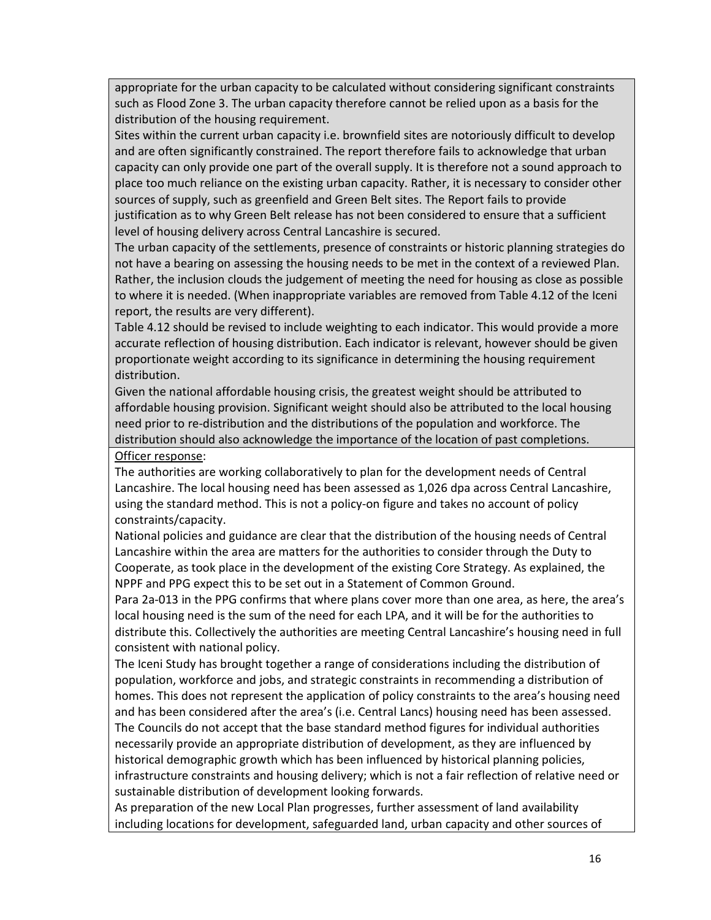appropriate for the urban capacity to be calculated without considering significant constraints such as Flood Zone 3. The urban capacity therefore cannot be relied upon as a basis for the distribution of the housing requirement.

Sites within the current urban capacity i.e. brownfield sites are notoriously difficult to develop and are often significantly constrained. The report therefore fails to acknowledge that urban capacity can only provide one part of the overall supply. It is therefore not a sound approach to place too much reliance on the existing urban capacity. Rather, it is necessary to consider other sources of supply, such as greenfield and Green Belt sites. The Report fails to provide justification as to why Green Belt release has not been considered to ensure that a sufficient level of housing delivery across Central Lancashire is secured.

The urban capacity of the settlements, presence of constraints or historic planning strategies do not have a bearing on assessing the housing needs to be met in the context of a reviewed Plan. Rather, the inclusion clouds the judgement of meeting the need for housing as close as possible to where it is needed. (When inappropriate variables are removed from Table 4.12 of the Iceni report, the results are very different).

Table 4.12 should be revised to include weighting to each indicator. This would provide a more accurate reflection of housing distribution. Each indicator is relevant, however should be given proportionate weight according to its significance in determining the housing requirement distribution.

Given the national affordable housing crisis, the greatest weight should be attributed to affordable housing provision. Significant weight should also be attributed to the local housing need prior to re-distribution and the distributions of the population and workforce. The distribution should also acknowledge the importance of the location of past completions.

Officer response:

The authorities are working collaboratively to plan for the development needs of Central Lancashire. The local housing need has been assessed as 1,026 dpa across Central Lancashire, using the standard method. This is not a policy-on figure and takes no account of policy constraints/capacity.

National policies and guidance are clear that the distribution of the housing needs of Central Lancashire within the area are matters for the authorities to consider through the Duty to Cooperate, as took place in the development of the existing Core Strategy. As explained, the NPPF and PPG expect this to be set out in a Statement of Common Ground.

Para 2a-013 in the PPG confirms that where plans cover more than one area, as here, the area's local housing need is the sum of the need for each LPA, and it will be for the authorities to distribute this. Collectively the authorities are meeting Central Lancashire's housing need in full consistent with national policy.

The Iceni Study has brought together a range of considerations including the distribution of population, workforce and jobs, and strategic constraints in recommending a distribution of homes. This does not represent the application of policy constraints to the area's housing need and has been considered after the area's (i.e. Central Lancs) housing need has been assessed.

The Councils do not accept that the base standard method figures for individual authorities necessarily provide an appropriate distribution of development, as they are influenced by historical demographic growth which has been influenced by historical planning policies, infrastructure constraints and housing delivery; which is not a fair reflection of relative need or sustainable distribution of development looking forwards.

As preparation of the new Local Plan progresses, further assessment of land availability including locations for development, safeguarded land, urban capacity and other sources of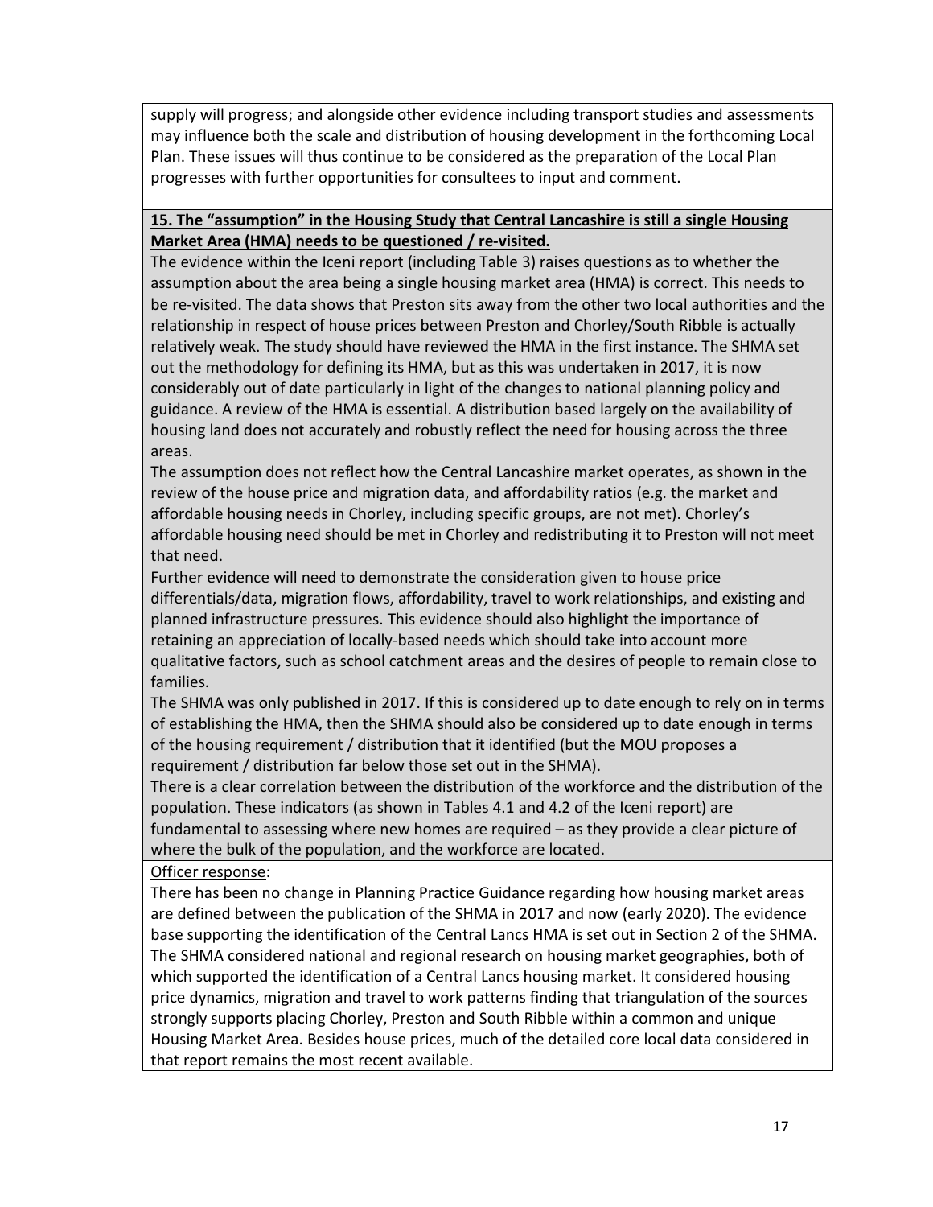supply will progress; and alongside other evidence including transport studies and assessments may influence both the scale and distribution of housing development in the forthcoming Local Plan. These issues will thus continue to be considered as the preparation of the Local Plan progresses with further opportunities for consultees to input and comment.

**15. The "assumption" in the Housing Study that Central Lancashire is still a single Housing Market Area (HMA) needs to be questioned / re-visited.**

The evidence within the Iceni report (including Table 3) raises questions as to whether the assumption about the area being a single housing market area (HMA) is correct. This needs to be re-visited. The data shows that Preston sits away from the other two local authorities and the relationship in respect of house prices between Preston and Chorley/South Ribble is actually relatively weak. The study should have reviewed the HMA in the first instance. The SHMA set out the methodology for defining its HMA, but as this was undertaken in 2017, it is now considerably out of date particularly in light of the changes to national planning policy and guidance. A review of the HMA is essential. A distribution based largely on the availability of housing land does not accurately and robustly reflect the need for housing across the three areas.

The assumption does not reflect how the Central Lancashire market operates, as shown in the review of the house price and migration data, and affordability ratios (e.g. the market and affordable housing needs in Chorley, including specific groups, are not met). Chorley's affordable housing need should be met in Chorley and redistributing it to Preston will not meet that need.

Further evidence will need to demonstrate the consideration given to house price differentials/data, migration flows, affordability, travel to work relationships, and existing and planned infrastructure pressures. This evidence should also highlight the importance of retaining an appreciation of locally-based needs which should take into account more qualitative factors, such as school catchment areas and the desires of people to remain close to families.

The SHMA was only published in 2017. If this is considered up to date enough to rely on in terms of establishing the HMA, then the SHMA should also be considered up to date enough in terms of the housing requirement / distribution that it identified (but the MOU proposes a requirement / distribution far below those set out in the SHMA).

There is a clear correlation between the distribution of the workforce and the distribution of the population. These indicators (as shown in Tables 4.1 and 4.2 of the Iceni report) are fundamental to assessing where new homes are required – as they provide a clear picture of where the bulk of the population, and the workforce are located.

Officer response:

There has been no change in Planning Practice Guidance regarding how housing market areas are defined between the publication of the SHMA in 2017 and now (early 2020). The evidence base supporting the identification of the Central Lancs HMA is set out in Section 2 of the SHMA. The SHMA considered national and regional research on housing market geographies, both of which supported the identification of a Central Lancs housing market. It considered housing price dynamics, migration and travel to work patterns finding that triangulation of the sources strongly supports placing Chorley, Preston and South Ribble within a common and unique Housing Market Area. Besides house prices, much of the detailed core local data considered in that report remains the most recent available.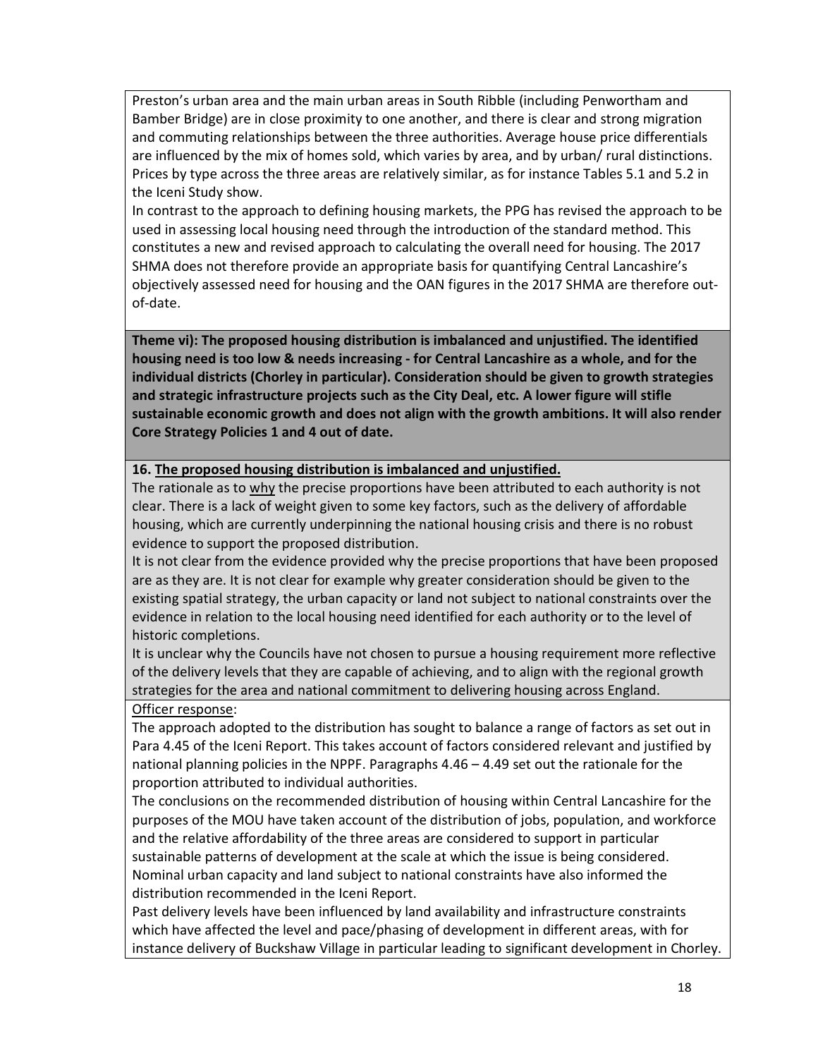Preston's urban area and the main urban areas in South Ribble (including Penwortham and Bamber Bridge) are in close proximity to one another, and there is clear and strong migration and commuting relationships between the three authorities. Average house price differentials are influenced by the mix of homes sold, which varies by area, and by urban/ rural distinctions. Prices by type across the three areas are relatively similar, as for instance Tables 5.1 and 5.2 in the Iceni Study show.

In contrast to the approach to defining housing markets, the PPG has revised the approach to be used in assessing local housing need through the introduction of the standard method. This constitutes a new and revised approach to calculating the overall need for housing. The 2017 SHMA does not therefore provide an appropriate basis for quantifying Central Lancashire's objectively assessed need for housing and the OAN figures in the 2017 SHMA are therefore out-of-date.

**Theme vi): The proposed housing distribution is imbalanced and unjustified. The identified housing need is too low & needs increasing - for Central Lancashire as a whole, and for the individual districts (Chorley in particular). Consideration should be given to growth strategies and strategic infrastructure projects such as the City Deal, etc. A lower figure will stifle sustainable economic growth and does not align with the growth ambitions. It will also render Core Strategy Policies 1 and 4 out of date.**

**16. The proposed housing distribution is imbalanced and unjustified.**

The rationale as to why the precise proportions have been attributed to each authority is not clear. There is a lack of weight given to some key factors, such as the delivery of affordable housing, which are currently underpinning the national housing crisis and there is no robust evidence to support the proposed distribution.

It is not clear from the evidence provided why the precise proportions that have been proposed are as they are. It is not clear for example why greater consideration should be given to the existing spatial strategy, the urban capacity or land not subject to national constraints over the evidence in relation to the local housing need identified for each authority or to the level of historic completions.

It is unclear why the Councils have not chosen to pursue a housing requirement more reflective of the delivery levels that they are capable of achieving, and to align with the regional growth strategies for the area and national commitment to delivering housing across England.

Officer response:

The approach adopted to the distribution has sought to balance a range of factors as set out in Para 4.45 of the Iceni Report. This takes account of factors considered relevant and justified by national planning policies in the NPPF. Paragraphs 4.46 – 4.49 set out the rationale for the proportion attributed to individual authorities.

The conclusions on the recommended distribution of housing within Central Lancashire for the purposes of the MOU have taken account of the distribution of jobs, population, and workforce and the relative affordability of the three areas are considered to support in particular sustainable patterns of development at the scale at which the issue is being considered. Nominal urban capacity and land subject to national constraints have also informed the distribution recommended in the Iceni Report.

Past delivery levels have been influenced by land availability and infrastructure constraints which have affected the level and pace/phasing of development in different areas, with for instance delivery of Buckshaw Village in particular leading to significant development in Chorley.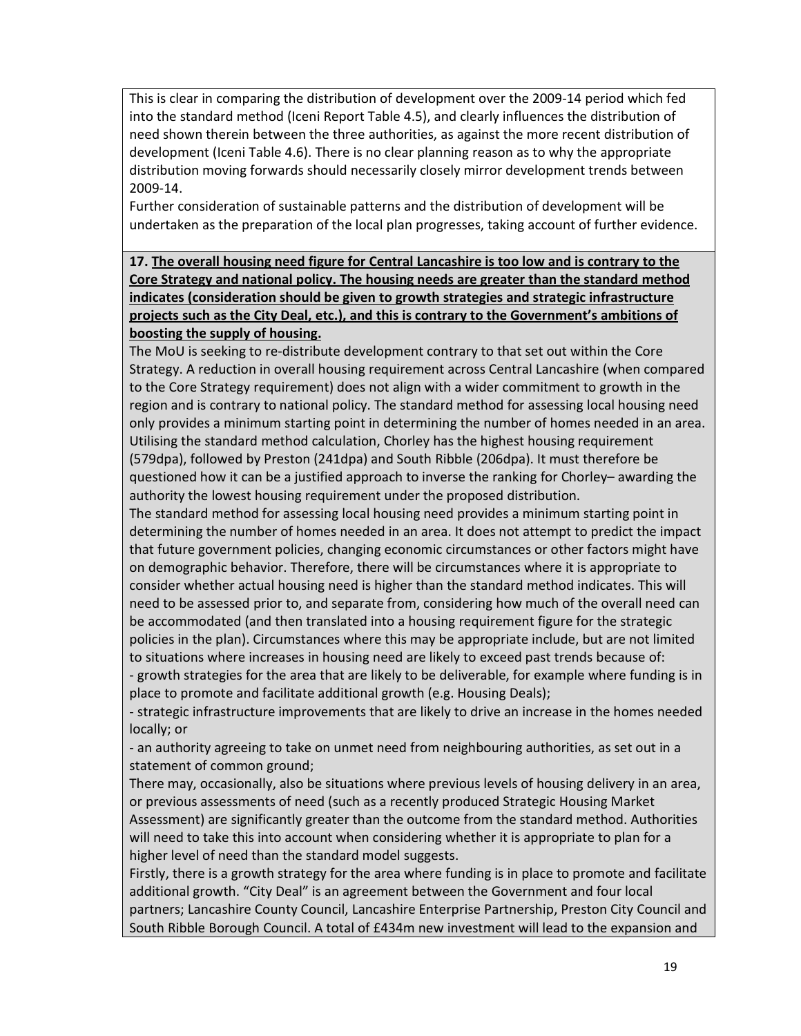This is clear in comparing the distribution of development over the 2009-14 period which fed into the standard method (Iceni Report Table 4.5), and clearly influences the distribution of need shown therein between the three authorities, as against the more recent distribution of development (Iceni Table 4.6). There is no clear planning reason as to why the appropriate distribution moving forwards should necessarily closely mirror development trends between 2009-14.

Further consideration of sustainable patterns and the distribution of development will be undertaken as the preparation of the local plan progresses, taking account of further evidence.

**17. The overall housing need figure for Central Lancashire is too low and is contrary to the Core Strategy and national policy. The housing needs are greater than the standard method indicates (consideration should be given to growth strategies and strategic infrastructure projects such as the City Deal, etc.), and this is contrary to the Government's ambitions of boosting the supply of housing.**

The MoU is seeking to re-distribute development contrary to that set out within the Core Strategy. A reduction in overall housing requirement across Central Lancashire (when compared to the Core Strategy requirement) does not align with a wider commitment to growth in the region and is contrary to national policy. The standard method for assessing local housing need only provides a minimum starting point in determining the number of homes needed in an area. Utilising the standard method calculation, Chorley has the highest housing requirement (579dpa), followed by Preston (241dpa) and South Ribble (206dpa). It must therefore be questioned how it can be a justified approach to inverse the ranking for Chorley– awarding the authority the lowest housing requirement under the proposed distribution.

The standard method for assessing local housing need provides a minimum starting point in determining the number of homes needed in an area. It does not attempt to predict the impact that future government policies, changing economic circumstances or other factors might have on demographic behavior. Therefore, there will be circumstances where it is appropriate to consider whether actual housing need is higher than the standard method indicates. This will need to be assessed prior to, and separate from, considering how much of the overall need can be accommodated (and then translated into a housing requirement figure for the strategic policies in the plan). Circumstances where this may be appropriate include, but are not limited to situations where increases in housing need are likely to exceed past trends because of:

- growth strategies for the area that are likely to be deliverable, for example where funding is in place to promote and facilitate additional growth (e.g. Housing Deals);
- strategic infrastructure improvements that are likely to drive an increase in the homes needed locally; or
- an authority agreeing to take on unmet need from neighbouring authorities, as set out in a statement of common ground;

There may, occasionally, also be situations where previous levels of housing delivery in an area, or previous assessments of need (such as a recently produced Strategic Housing Market Assessment) are significantly greater than the outcome from the standard method. Authorities will need to take this into account when considering whether it is appropriate to plan for a higher level of need than the standard model suggests.

Firstly, there is a growth strategy for the area where funding is in place to promote and facilitate additional growth. "City Deal" is an agreement between the Government and four local partners; Lancashire County Council, Lancashire Enterprise Partnership, Preston City Council and South Ribble Borough Council. A total of £434m new investment will lead to the expansion and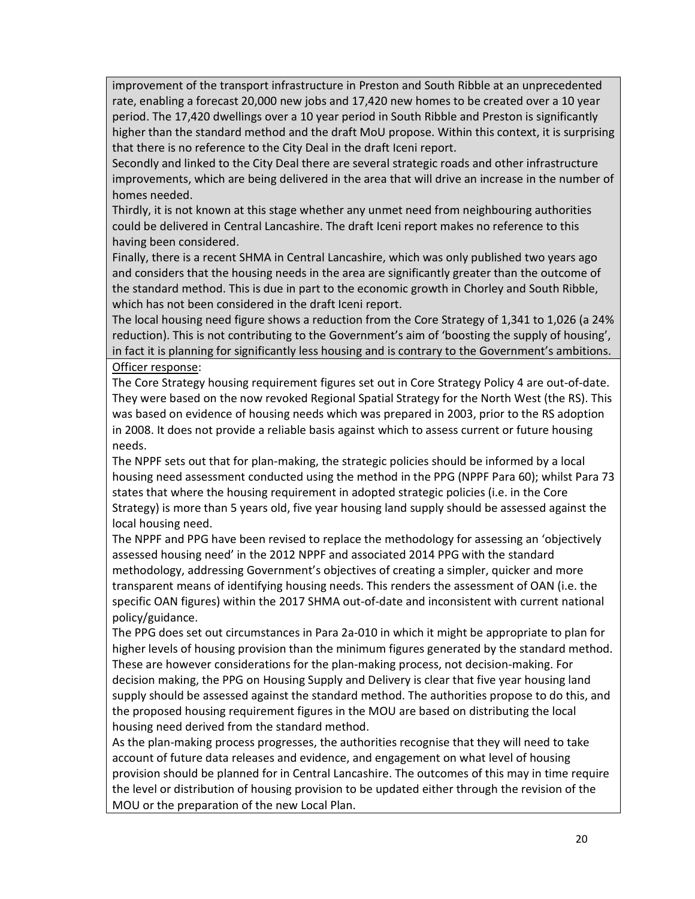improvement of the transport infrastructure in Preston and South Ribble at an unprecedented rate, enabling a forecast 20,000 new jobs and 17,420 new homes to be created over a 10 year period. The 17,420 dwellings over a 10 year period in South Ribble and Preston is significantly higher than the standard method and the draft MoU propose. Within this context, it is surprising that there is no reference to the City Deal in the draft Iceni report.

Secondly and linked to the City Deal there are several strategic roads and other infrastructure improvements, which are being delivered in the area that will drive an increase in the number of homes needed.

Thirdly, it is not known at this stage whether any unmet need from neighbouring authorities could be delivered in Central Lancashire. The draft Iceni report makes no reference to this having been considered.

Finally, there is a recent SHMA in Central Lancashire, which was only published two years ago and considers that the housing needs in the area are significantly greater than the outcome of the standard method. This is due in part to the economic growth in Chorley and South Ribble, which has not been considered in the draft Iceni report.

The local housing need figure shows a reduction from the Core Strategy of 1,341 to 1,026 (a 24% reduction). This is not contributing to the Government's aim of 'boosting the supply of housing', in fact it is planning for significantly less housing and is contrary to the Government's ambitions.

Officer response:

The Core Strategy housing requirement figures set out in Core Strategy Policy 4 are out-of-date. They were based on the now revoked Regional Spatial Strategy for the North West (the RS). This was based on evidence of housing needs which was prepared in 2003, prior to the RS adoption in 2008. It does not provide a reliable basis against which to assess current or future housing needs.

The NPPF sets out that for plan-making, the strategic policies should be informed by a local housing need assessment conducted using the method in the PPG (NPPF Para 60); whilst Para 73 states that where the housing requirement in adopted strategic policies (i.e. in the Core Strategy) is more than 5 years old, five year housing land supply should be assessed against the local housing need.

The NPPF and PPG have been revised to replace the methodology for assessing an 'objectively assessed housing need' in the 2012 NPPF and associated 2014 PPG with the standard methodology, addressing Government's objectives of creating a simpler, quicker and more transparent means of identifying housing needs. This renders the assessment of OAN (i.e. the specific OAN figures) within the 2017 SHMA out-of-date and inconsistent with current national policy/guidance.

The PPG does set out circumstances in Para 2a-010 in which it might be appropriate to plan for higher levels of housing provision than the minimum figures generated by the standard method. These are however considerations for the plan-making process, not decision-making. For decision making, the PPG on Housing Supply and Delivery is clear that five year housing land supply should be assessed against the standard method. The authorities propose to do this, and the proposed housing requirement figures in the MOU are based on distributing the local housing need derived from the standard method.

As the plan-making process progresses, the authorities recognise that they will need to take account of future data releases and evidence, and engagement on what level of housing provision should be planned for in Central Lancashire. The outcomes of this may in time require the level or distribution of housing provision to be updated either through the revision of the MOU or the preparation of the new Local Plan.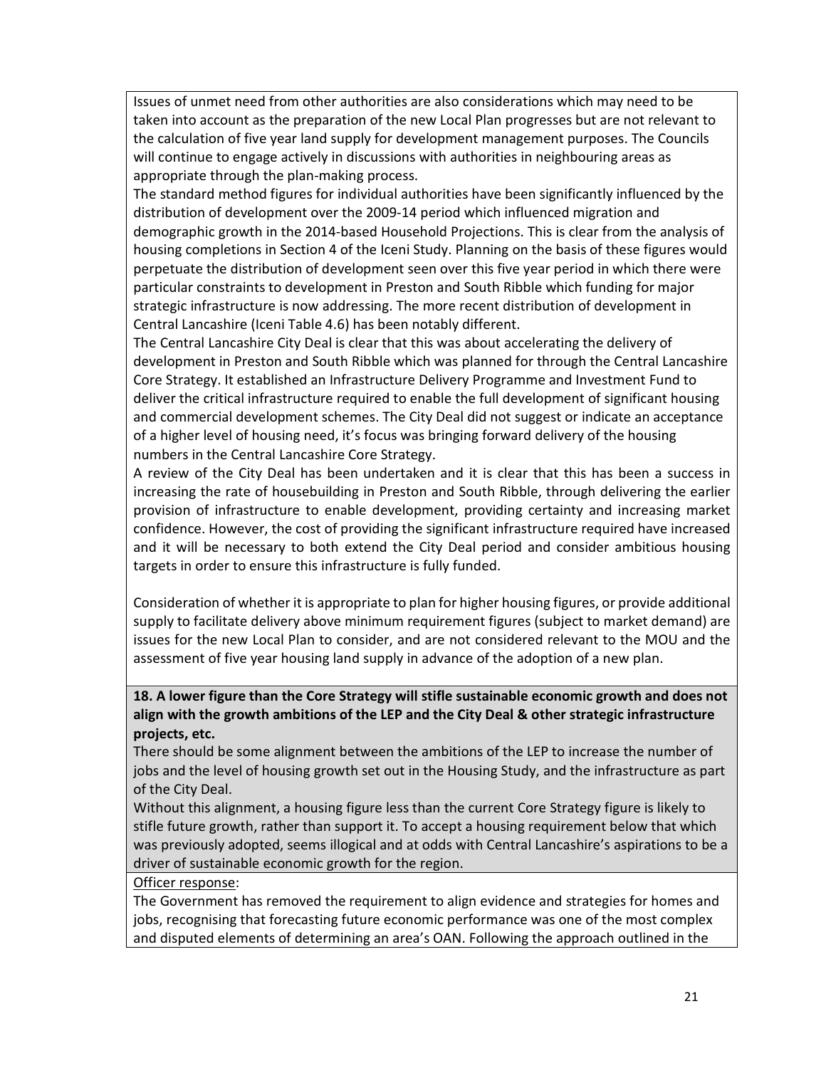Issues of unmet need from other authorities are also considerations which may need to be taken into account as the preparation of the new Local Plan progresses but are not relevant to the calculation of five year land supply for development management purposes. The Councils will continue to engage actively in discussions with authorities in neighbouring areas as appropriate through the plan-making process.

The standard method figures for individual authorities have been significantly influenced by the distribution of development over the 2009-14 period which influenced migration and demographic growth in the 2014-based Household Projections. This is clear from the analysis of housing completions in Section 4 of the Iceni Study. Planning on the basis of these figures would perpetuate the distribution of development seen over this five year period in which there were particular constraints to development in Preston and South Ribble which funding for major strategic infrastructure is now addressing. The more recent distribution of development in Central Lancashire (Iceni Table 4.6) has been notably different.

The Central Lancashire City Deal is clear that this was about accelerating the delivery of development in Preston and South Ribble which was planned for through the Central Lancashire Core Strategy. It established an Infrastructure Delivery Programme and Investment Fund to deliver the critical infrastructure required to enable the full development of significant housing and commercial development schemes. The City Deal did not suggest or indicate an acceptance of a higher level of housing need, it's focus was bringing forward delivery of the housing numbers in the Central Lancashire Core Strategy.

A review of the City Deal has been undertaken and it is clear that this has been a success in increasing the rate of housebuilding in Preston and South Ribble, through delivering the earlier provision of infrastructure to enable development, providing certainty and increasing market confidence. However, the cost of providing the significant infrastructure required have increased and it will be necessary to both extend the City Deal period and consider ambitious housing targets in order to ensure this infrastructure is fully funded.

Consideration of whether it is appropriate to plan for higher housing figures, or provide additional supply to facilitate delivery above minimum requirement figures (subject to market demand) are issues for the new Local Plan to consider, and are not considered relevant to the MOU and the assessment of five year housing land supply in advance of the adoption of a new plan.

**18. A lower figure than the Core Strategy will stifle sustainable economic growth and does not align with the growth ambitions of the LEP and the City Deal & other strategic infrastructure projects, etc.**

There should be some alignment between the ambitions of the LEP to increase the number of jobs and the level of housing growth set out in the Housing Study, and the infrastructure as part of the City Deal.

Without this alignment, a housing figure less than the current Core Strategy figure is likely to stifle future growth, rather than support it. To accept a housing requirement below that which was previously adopted, seems illogical and at odds with Central Lancashire's aspirations to be a driver of sustainable economic growth for the region.

Officer response:

The Government has removed the requirement to align evidence and strategies for homes and jobs, recognising that forecasting future economic performance was one of the most complex and disputed elements of determining an area's OAN. Following the approach outlined in the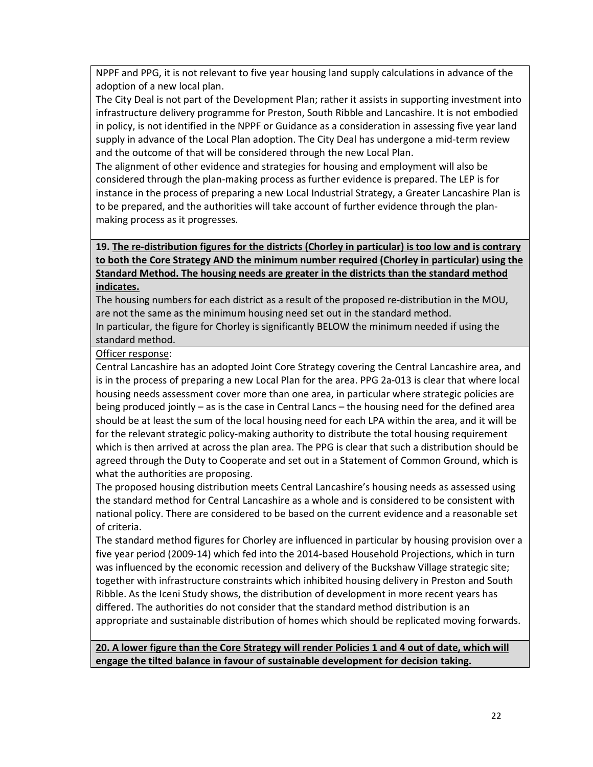NPPF and PPG, it is not relevant to five year housing land supply calculations in advance of the adoption of a new local plan.

The City Deal is not part of the Development Plan; rather it assists in supporting investment into infrastructure delivery programme for Preston, South Ribble and Lancashire. It is not embodied in policy, is not identified in the NPPF or Guidance as a consideration in assessing five year land supply in advance of the Local Plan adoption. The City Deal has undergone a mid-term review and the outcome of that will be considered through the new Local Plan.

The alignment of other evidence and strategies for housing and employment will also be considered through the plan-making process as further evidence is prepared. The LEP is for instance in the process of preparing a new Local Industrial Strategy, a Greater Lancashire Plan is to be prepared, and the authorities will take account of further evidence through the plan-making process as it progresses.

**19. The re-distribution figures for the districts (Chorley in particular) is too low and is contrary to both the Core Strategy AND the minimum number required (Chorley in particular) using the Standard Method. The housing needs are greater in the districts than the standard method indicates.**

The housing numbers for each district as a result of the proposed re-distribution in the MOU, are not the same as the minimum housing need set out in the standard method.

In particular, the figure for Chorley is significantly BELOW the minimum needed if using the standard method.

Officer response:

Central Lancashire has an adopted Joint Core Strategy covering the Central Lancashire area, and is in the process of preparing a new Local Plan for the area. PPG 2a-013 is clear that where local housing needs assessment cover more than one area, in particular where strategic policies are being produced jointly – as is the case in Central Lancs – the housing need for the defined area should be at least the sum of the local housing need for each LPA within the area, and it will be for the relevant strategic policy-making authority to distribute the total housing requirement which is then arrived at across the plan area. The PPG is clear that such a distribution should be agreed through the Duty to Cooperate and set out in a Statement of Common Ground, which is what the authorities are proposing.

The proposed housing distribution meets Central Lancashire's housing needs as assessed using the standard method for Central Lancashire as a whole and is considered to be consistent with national policy. There are considered to be based on the current evidence and a reasonable set of criteria.

The standard method figures for Chorley are influenced in particular by housing provision over a five year period (2009-14) which fed into the 2014-based Household Projections, which in turn was influenced by the economic recession and delivery of the Buckshaw Village strategic site; together with infrastructure constraints which inhibited housing delivery in Preston and South Ribble. As the Iceni Study shows, the distribution of development in more recent years has differed. The authorities do not consider that the standard method distribution is an appropriate and sustainable distribution of homes which should be replicated moving forwards.

**20. A lower figure than the Core Strategy will render Policies 1 and 4 out of date, which will engage the tilted balance in favour of sustainable development for decision taking.**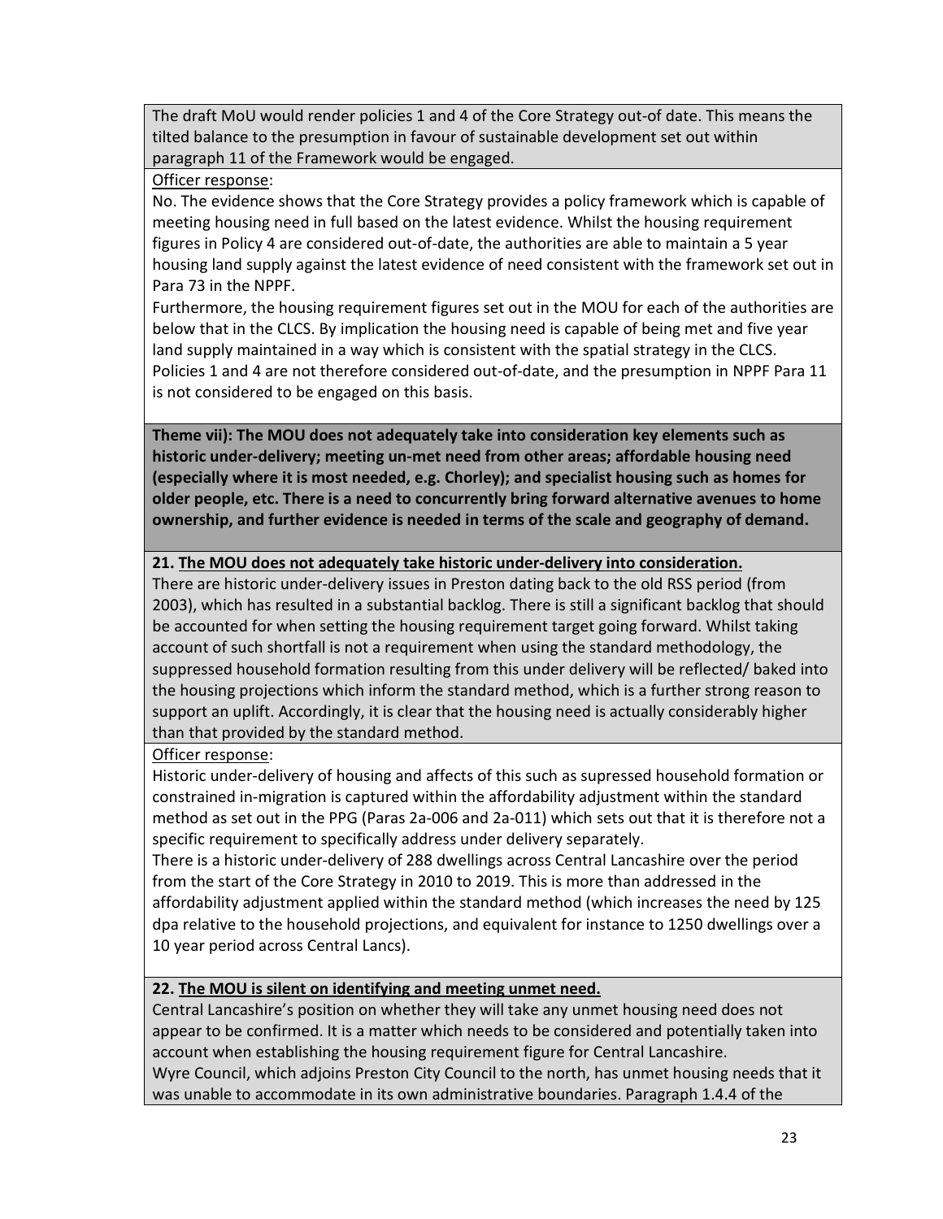The draft MoU would render policies 1 and 4 of the Core Strategy out-of date. This means the tilted balance to the presumption in favour of sustainable development set out within paragraph 11 of the Framework would be engaged.

Officer response:

No. The evidence shows that the Core Strategy provides a policy framework which is capable of meeting housing need in full based on the latest evidence. Whilst the housing requirement figures in Policy 4 are considered out-of-date, the authorities are able to maintain a 5 year housing land supply against the latest evidence of need consistent with the framework set out in Para 73 in the NPPF.

Furthermore, the housing requirement figures set out in the MOU for each of the authorities are below that in the CLCS. By implication the housing need is capable of being met and five year land supply maintained in a way which is consistent with the spatial strategy in the CLCS. Policies 1 and 4 are not therefore considered out-of-date, and the presumption in NPPF Para 11 is not considered to be engaged on this basis.

**Theme vii): The MOU does not adequately take into consideration key elements such as historic under-delivery; meeting un-met need from other areas; affordable housing need (especially where it is most needed, e.g. Chorley); and specialist housing such as homes for older people, etc. There is a need to concurrently bring forward alternative avenues to home ownership, and further evidence is needed in terms of the scale and geography of demand.**

**21. The MOU does not adequately take historic under-delivery into consideration.**

There are historic under-delivery issues in Preston dating back to the old RSS period (from 2003), which has resulted in a substantial backlog. There is still a significant backlog that should be accounted for when setting the housing requirement target going forward. Whilst taking account of such shortfall is not a requirement when using the standard methodology, the suppressed household formation resulting from this under delivery will be reflected/ baked into the housing projections which inform the standard method, which is a further strong reason to support an uplift. Accordingly, it is clear that the housing need is actually considerably higher than that provided by the standard method.

Officer response:

Historic under-delivery of housing and affects of this such as supressed household formation or constrained in-migration is captured within the affordability adjustment within the standard method as set out in the PPG (Paras 2a-006 and 2a-011) which sets out that it is therefore not a specific requirement to specifically address under delivery separately.

There is a historic under-delivery of 288 dwellings across Central Lancashire over the period from the start of the Core Strategy in 2010 to 2019. This is more than addressed in the affordability adjustment applied within the standard method (which increases the need by 125 dpa relative to the household projections, and equivalent for instance to 1250 dwellings over a 10 year period across Central Lancs).

**22. The MOU is silent on identifying and meeting unmet need.**

Central Lancashire's position on whether they will take any unmet housing need does not appear to be confirmed. It is a matter which needs to be considered and potentially taken into account when establishing the housing requirement figure for Central Lancashire.

Wyre Council, which adjoins Preston City Council to the north, has unmet housing needs that it was unable to accommodate in its own administrative boundaries. Paragraph 1.4.4 of the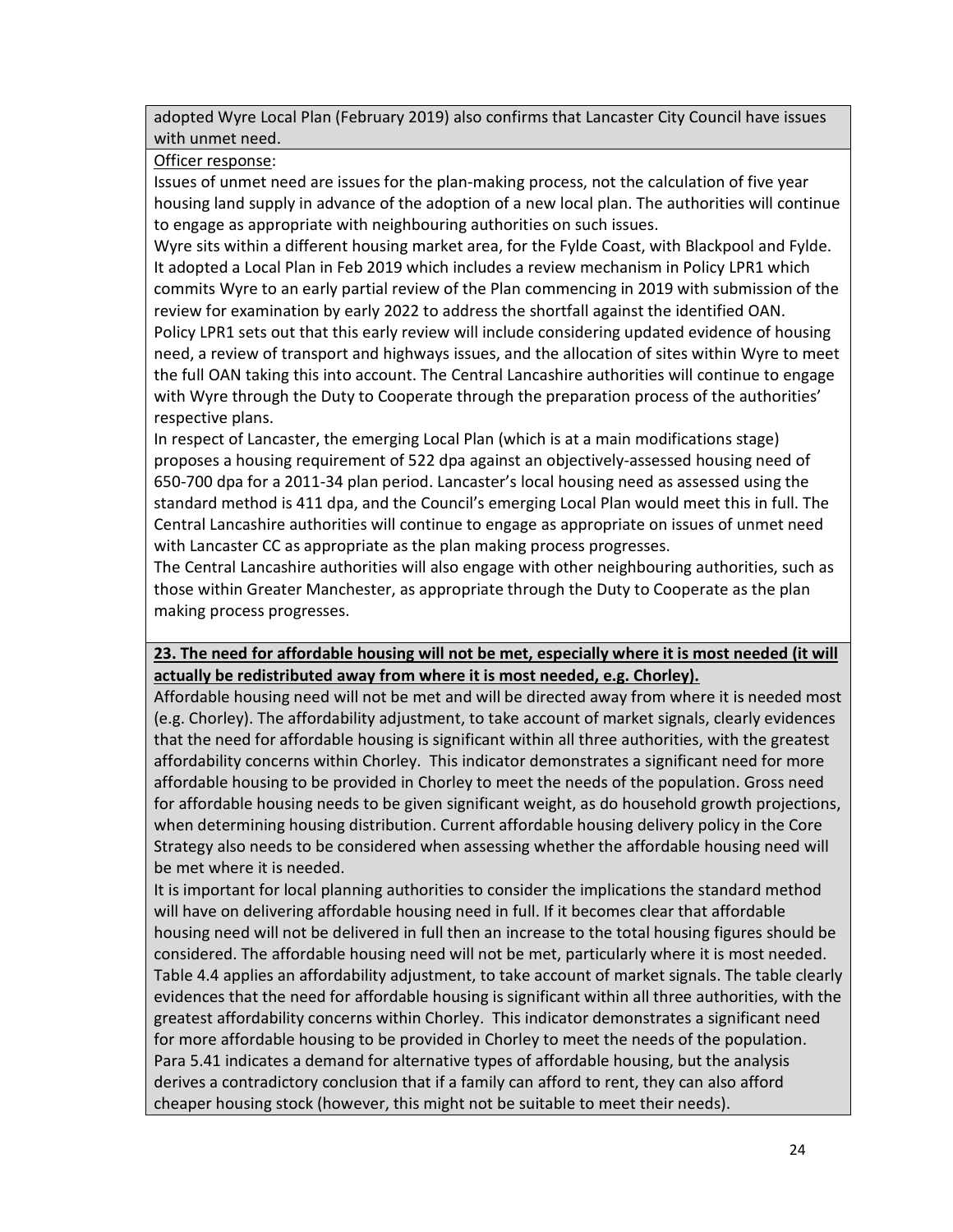adopted Wyre Local Plan (February 2019) also confirms that Lancaster City Council have issues with unmet need.

Officer response:

Issues of unmet need are issues for the plan-making process, not the calculation of five year housing land supply in advance of the adoption of a new local plan. The authorities will continue to engage as appropriate with neighbouring authorities on such issues.

Wyre sits within a different housing market area, for the Fylde Coast, with Blackpool and Fylde. It adopted a Local Plan in Feb 2019 which includes a review mechanism in Policy LPR1 which commits Wyre to an early partial review of the Plan commencing in 2019 with submission of the review for examination by early 2022 to address the shortfall against the identified OAN. Policy LPR1 sets out that this early review will include considering updated evidence of housing need, a review of transport and highways issues, and the allocation of sites within Wyre to meet the full OAN taking this into account. The Central Lancashire authorities will continue to engage with Wyre through the Duty to Cooperate through the preparation process of the authorities' respective plans.

In respect of Lancaster, the emerging Local Plan (which is at a main modifications stage) proposes a housing requirement of 522 dpa against an objectively-assessed housing need of 650-700 dpa for a 2011-34 plan period. Lancaster's local housing need as assessed using the standard method is 411 dpa, and the Council's emerging Local Plan would meet this in full. The Central Lancashire authorities will continue to engage as appropriate on issues of unmet need with Lancaster CC as appropriate as the plan making process progresses.

The Central Lancashire authorities will also engage with other neighbouring authorities, such as those within Greater Manchester, as appropriate through the Duty to Cooperate as the plan making process progresses.

**23. The need for affordable housing will not be met, especially where it is most needed (it will actually be redistributed away from where it is most needed, e.g. Chorley).**

Affordable housing need will not be met and will be directed away from where it is needed most (e.g. Chorley). The affordability adjustment, to take account of market signals, clearly evidences that the need for affordable housing is significant within all three authorities, with the greatest affordability concerns within Chorley. This indicator demonstrates a significant need for more affordable housing to be provided in Chorley to meet the needs of the population. Gross need for affordable housing needs to be given significant weight, as do household growth projections, when determining housing distribution. Current affordable housing delivery policy in the Core Strategy also needs to be considered when assessing whether the affordable housing need will be met where it is needed.

It is important for local planning authorities to consider the implications the standard method will have on delivering affordable housing need in full. If it becomes clear that affordable housing need will not be delivered in full then an increase to the total housing figures should be considered. The affordable housing need will not be met, particularly where it is most needed. Table 4.4 applies an affordability adjustment, to take account of market signals. The table clearly evidences that the need for affordable housing is significant within all three authorities, with the greatest affordability concerns within Chorley. This indicator demonstrates a significant need for more affordable housing to be provided in Chorley to meet the needs of the population.

Para 5.41 indicates a demand for alternative types of affordable housing, but the analysis derives a contradictory conclusion that if a family can afford to rent, they can also afford cheaper housing stock (however, this might not be suitable to meet their needs).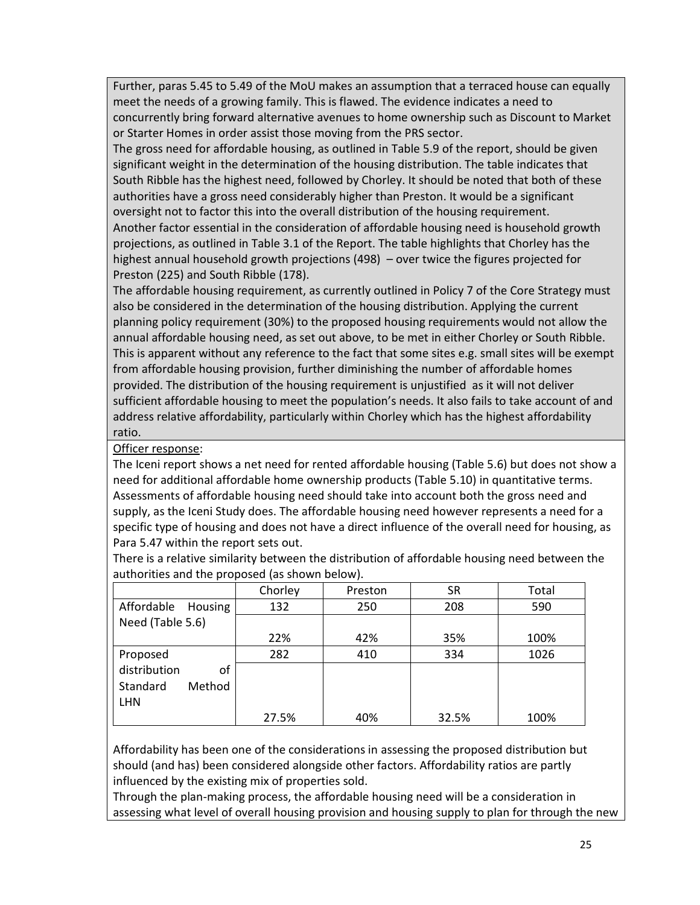Further, paras 5.45 to 5.49 of the MoU makes an assumption that a terraced house can equally meet the needs of a growing family. This is flawed. The evidence indicates a need to concurrently bring forward alternative avenues to home ownership such as Discount to Market or Starter Homes in order assist those moving from the PRS sector.

The gross need for affordable housing, as outlined in Table 5.9 of the report, should be given significant weight in the determination of the housing distribution. The table indicates that South Ribble has the highest need, followed by Chorley. It should be noted that both of these authorities have a gross need considerably higher than Preston. It would be a significant oversight not to factor this into the overall distribution of the housing requirement.

Another factor essential in the consideration of affordable housing need is household growth projections, as outlined in Table 3.1 of the Report. The table highlights that Chorley has the highest annual household growth projections (498) – over twice the figures projected for Preston (225) and South Ribble (178).

The affordable housing requirement, as currently outlined in Policy 7 of the Core Strategy must also be considered in the determination of the housing distribution. Applying the current planning policy requirement (30%) to the proposed housing requirements would not allow the annual affordable housing need, as set out above, to be met in either Chorley or South Ribble. This is apparent without any reference to the fact that some sites e.g. small sites will be exempt from affordable housing provision, further diminishing the number of affordable homes provided. The distribution of the housing requirement is unjustified as it will not deliver sufficient affordable housing to meet the population's needs. It also fails to take account of and address relative affordability, particularly within Chorley which has the highest affordability ratio.

Officer response:

The Iceni report shows a net need for rented affordable housing (Table 5.6) but does not show a need for additional affordable home ownership products (Table 5.10) in quantitative terms. Assessments of affordable housing need should take into account both the gross need and supply, as the Iceni Study does. The affordable housing need however represents a need for a specific type of housing and does not have a direct influence of the overall need for housing, as Para 5.47 within the report sets out.

There is a relative similarity between the distribution of affordable housing need between the authorities and the proposed (as shown below).

| | Chorley | Preston | SR | Total |
|---|---|---|---|---|
| Affordable Housing Need (Table 5.6) | 132 | 250 | 208 | 590 |
| | 22% | 42% | 35% | 100% |
| Proposed distribution of Standard Method LHN | 282 | 410 | 334 | 1026 |
| | 27.5% | 40% | 32.5% | 100% |

Affordability has been one of the considerations in assessing the proposed distribution but should (and has) been considered alongside other factors. Affordability ratios are partly influenced by the existing mix of properties sold.

Through the plan-making process, the affordable housing need will be a consideration in assessing what level of overall housing provision and housing supply to plan for through the new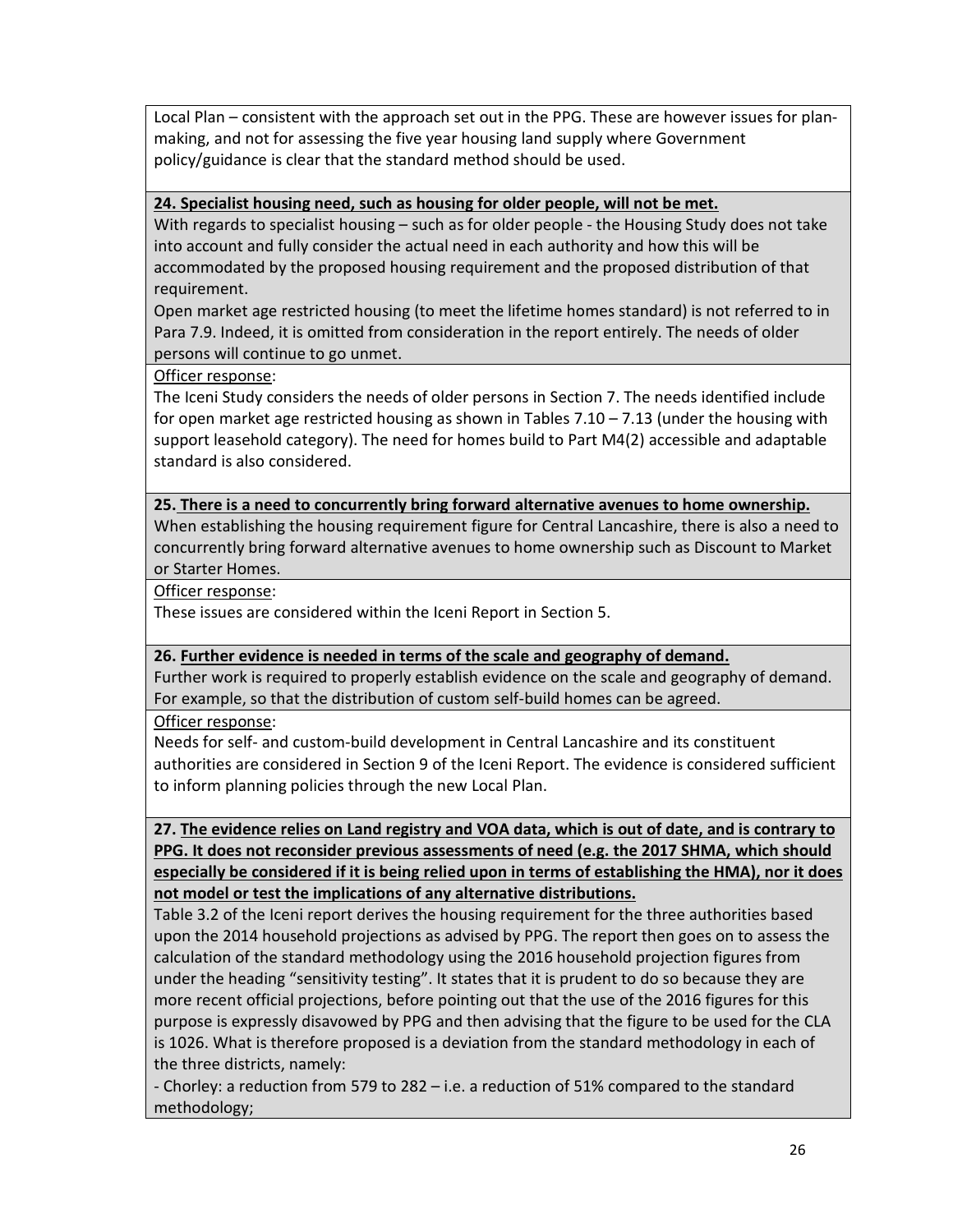Local Plan – consistent with the approach set out in the PPG. These are however issues for plan-making, and not for assessing the five year housing land supply where Government policy/guidance is clear that the standard method should be used.

**24. Specialist housing need, such as housing for older people, will not be met.**

With regards to specialist housing – such as for older people - the Housing Study does not take into account and fully consider the actual need in each authority and how this will be accommodated by the proposed housing requirement and the proposed distribution of that requirement.

Open market age restricted housing (to meet the lifetime homes standard) is not referred to in Para 7.9. Indeed, it is omitted from consideration in the report entirely. The needs of older persons will continue to go unmet.

Officer response:

The Iceni Study considers the needs of older persons in Section 7. The needs identified include for open market age restricted housing as shown in Tables 7.10 – 7.13 (under the housing with support leasehold category). The need for homes build to Part M4(2) accessible and adaptable standard is also considered.

**25. There is a need to concurrently bring forward alternative avenues to home ownership.**

When establishing the housing requirement figure for Central Lancashire, there is also a need to concurrently bring forward alternative avenues to home ownership such as Discount to Market or Starter Homes.

Officer response:

These issues are considered within the Iceni Report in Section 5.

**26. Further evidence is needed in terms of the scale and geography of demand.**

Further work is required to properly establish evidence on the scale and geography of demand. For example, so that the distribution of custom self-build homes can be agreed.

Officer response:

Needs for self- and custom-build development in Central Lancashire and its constituent authorities are considered in Section 9 of the Iceni Report. The evidence is considered sufficient to inform planning policies through the new Local Plan.

**27. The evidence relies on Land registry and VOA data, which is out of date, and is contrary to PPG. It does not reconsider previous assessments of need (e.g. the 2017 SHMA, which should especially be considered if it is being relied upon in terms of establishing the HMA), nor it does not model or test the implications of any alternative distributions.**

Table 3.2 of the Iceni report derives the housing requirement for the three authorities based upon the 2014 household projections as advised by PPG. The report then goes on to assess the calculation of the standard methodology using the 2016 household projection figures from under the heading "sensitivity testing". It states that it is prudent to do so because they are more recent official projections, before pointing out that the use of the 2016 figures for this purpose is expressly disavowed by PPG and then advising that the figure to be used for the CLA is 1026. What is therefore proposed is a deviation from the standard methodology in each of the three districts, namely:

- Chorley: a reduction from 579 to 282 – i.e. a reduction of 51% compared to the standard methodology;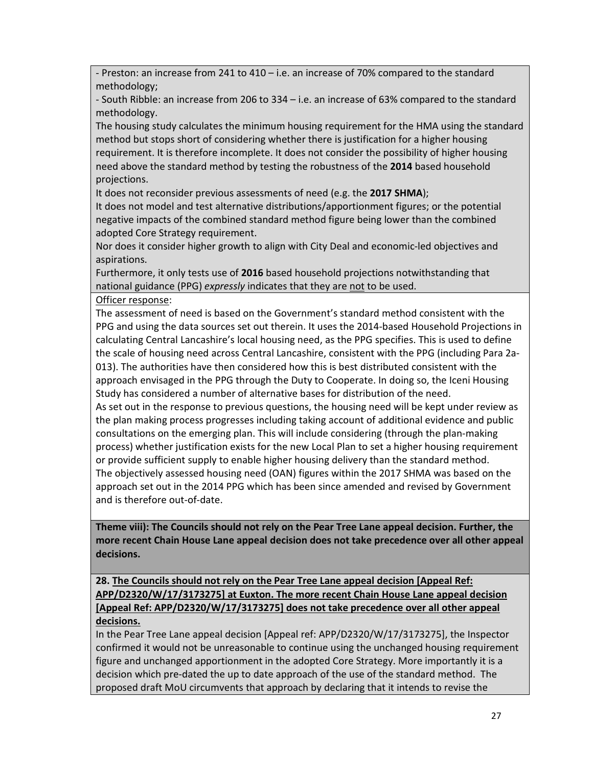- Preston: an increase from 241 to 410 – i.e. an increase of 70% compared to the standard methodology;
- South Ribble: an increase from 206 to 334 – i.e. an increase of 63% compared to the standard methodology.

The housing study calculates the minimum housing requirement for the HMA using the standard method but stops short of considering whether there is justification for a higher housing requirement. It is therefore incomplete. It does not consider the possibility of higher housing need above the standard method by testing the robustness of the **2014** based household projections.

It does not reconsider previous assessments of need (e.g. the **2017 SHMA**);

It does not model and test alternative distributions/apportionment figures; or the potential negative impacts of the combined standard method figure being lower than the combined adopted Core Strategy requirement.

Nor does it consider higher growth to align with City Deal and economic-led objectives and aspirations.

Furthermore, it only tests use of **2016** based household projections notwithstanding that national guidance (PPG) *expressly* indicates that they are <u>not</u> to be used.

<u>Officer response</u>:

The assessment of need is based on the Government's standard method consistent with the PPG and using the data sources set out therein. It uses the 2014-based Household Projections in calculating Central Lancashire's local housing need, as the PPG specifies. This is used to define the scale of housing need across Central Lancashire, consistent with the PPG (including Para 2a-013). The authorities have then considered how this is best distributed consistent with the approach envisaged in the PPG through the Duty to Cooperate. In doing so, the Iceni Housing Study has considered a number of alternative bases for distribution of the need.

As set out in the response to previous questions, the housing need will be kept under review as the plan making process progresses including taking account of additional evidence and public consultations on the emerging plan. This will include considering (through the plan-making process) whether justification exists for the new Local Plan to set a higher housing requirement or provide sufficient supply to enable higher housing delivery than the standard method.

The objectively assessed housing need (OAN) figures within the 2017 SHMA was based on the approach set out in the 2014 PPG which has been since amended and revised by Government and is therefore out-of-date.

**Theme viii): The Councils should not rely on the Pear Tree Lane appeal decision. Further, the more recent Chain House Lane appeal decision does not take precedence over all other appeal decisions.**

**28. <u>The Councils should not rely on the Pear Tree Lane appeal decision [Appeal Ref: APP/D2320/W/17/3173275] at Euxton. The more recent Chain House Lane appeal decision [Appeal Ref: APP/D2320/W/17/3173275] does not take precedence over all other appeal decisions.</u>**

In the Pear Tree Lane appeal decision [Appeal ref: APP/D2320/W/17/3173275], the Inspector confirmed it would not be unreasonable to continue using the unchanged housing requirement figure and unchanged apportionment in the adopted Core Strategy. More importantly it is a decision which pre-dated the up to date approach of the use of the standard method. The proposed draft MoU circumvents that approach by declaring that it intends to revise the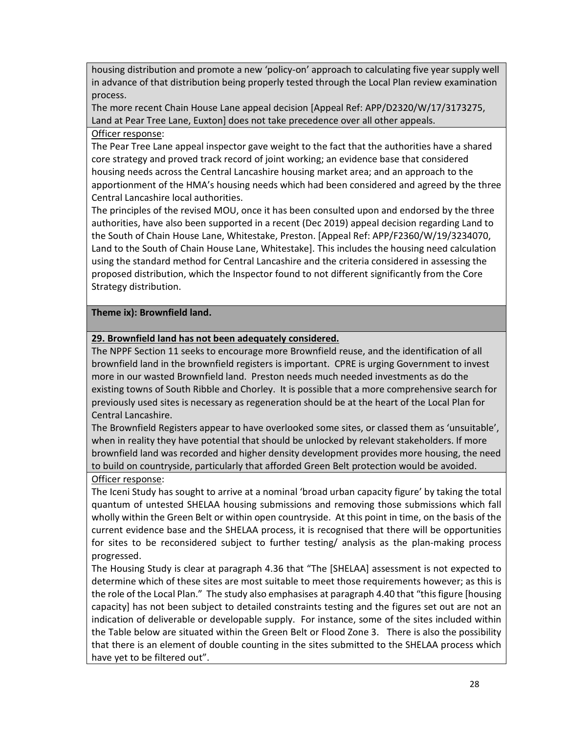housing distribution and promote a new 'policy-on' approach to calculating five year supply well in advance of that distribution being properly tested through the Local Plan review examination process.

The more recent Chain House Lane appeal decision [Appeal Ref: APP/D2320/W/17/3173275, Land at Pear Tree Lane, Euxton] does not take precedence over all other appeals.

Officer response:

The Pear Tree Lane appeal inspector gave weight to the fact that the authorities have a shared core strategy and proved track record of joint working; an evidence base that considered housing needs across the Central Lancashire housing market area; and an approach to the apportionment of the HMA's housing needs which had been considered and agreed by the three Central Lancashire local authorities.

The principles of the revised MOU, once it has been consulted upon and endorsed by the three authorities, have also been supported in a recent (Dec 2019) appeal decision regarding Land to the South of Chain House Lane, Whitestake, Preston. [Appeal Ref: APP/F2360/W/19/3234070, Land to the South of Chain House Lane, Whitestake]. This includes the housing need calculation using the standard method for Central Lancashire and the criteria considered in assessing the proposed distribution, which the Inspector found to not different significantly from the Core Strategy distribution.

**Theme ix): Brownfield land.**

**29. Brownfield land has not been adequately considered.**

The NPPF Section 11 seeks to encourage more Brownfield reuse, and the identification of all brownfield land in the brownfield registers is important. CPRE is urging Government to invest more in our wasted Brownfield land. Preston needs much needed investments as do the existing towns of South Ribble and Chorley. It is possible that a more comprehensive search for previously used sites is necessary as regeneration should be at the heart of the Local Plan for Central Lancashire.

The Brownfield Registers appear to have overlooked some sites, or classed them as 'unsuitable', when in reality they have potential that should be unlocked by relevant stakeholders. If more brownfield land was recorded and higher density development provides more housing, the need to build on countryside, particularly that afforded Green Belt protection would be avoided.

Officer response:

The Iceni Study has sought to arrive at a nominal 'broad urban capacity figure' by taking the total quantum of untested SHELAA housing submissions and removing those submissions which fall wholly within the Green Belt or within open countryside. At this point in time, on the basis of the current evidence base and the SHELAA process, it is recognised that there will be opportunities for sites to be reconsidered subject to further testing/ analysis as the plan-making process progressed.

The Housing Study is clear at paragraph 4.36 that "The [SHELAA] assessment is not expected to determine which of these sites are most suitable to meet those requirements however; as this is the role of the Local Plan." The study also emphasises at paragraph 4.40 that "this figure [housing capacity] has not been subject to detailed constraints testing and the figures set out are not an indication of deliverable or developable supply. For instance, some of the sites included within the Table below are situated within the Green Belt or Flood Zone 3. There is also the possibility that there is an element of double counting in the sites submitted to the SHELAA process which have yet to be filtered out".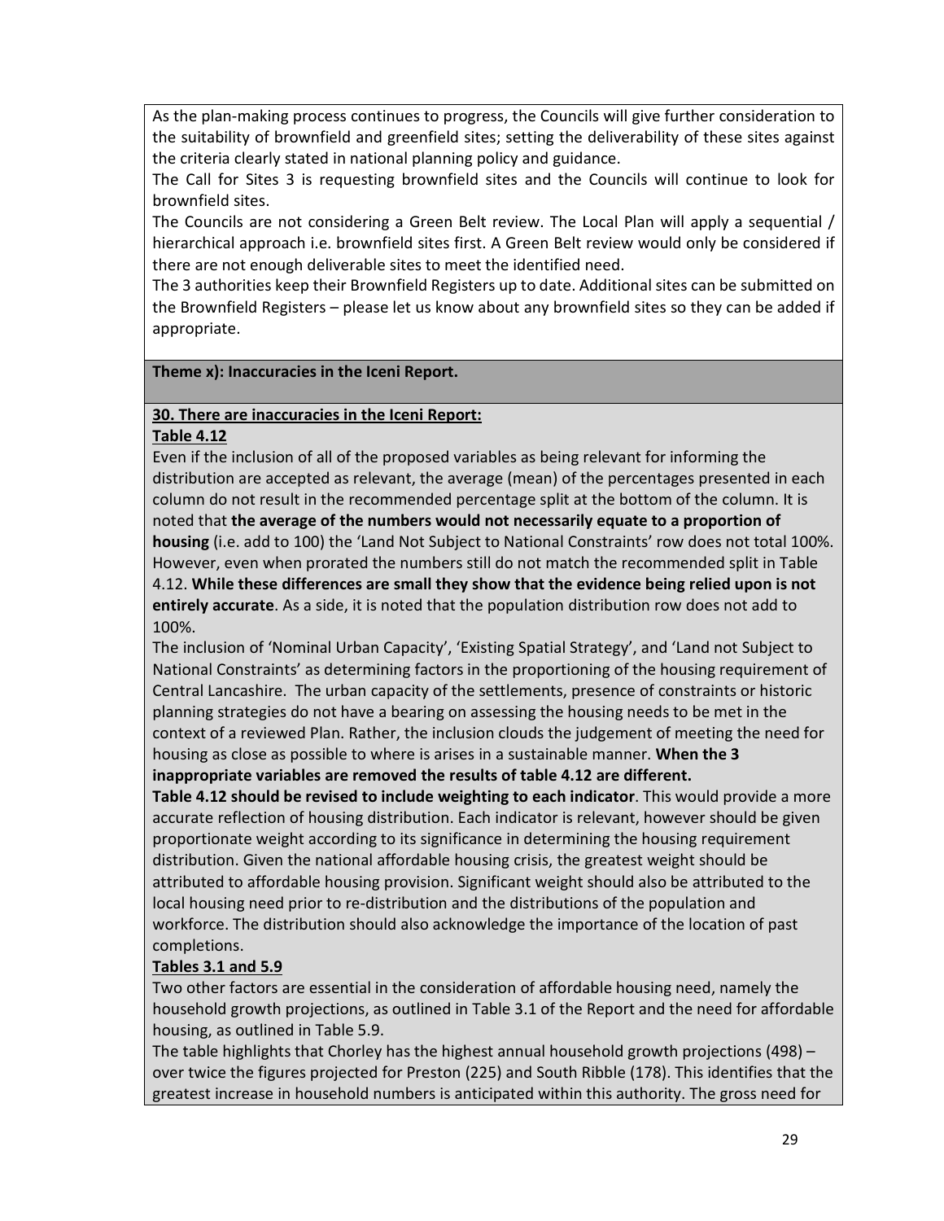As the plan-making process continues to progress, the Councils will give further consideration to the suitability of brownfield and greenfield sites; setting the deliverability of these sites against the criteria clearly stated in national planning policy and guidance.

The Call for Sites 3 is requesting brownfield sites and the Councils will continue to look for brownfield sites.

The Councils are not considering a Green Belt review. The Local Plan will apply a sequential / hierarchical approach i.e. brownfield sites first. A Green Belt review would only be considered if there are not enough deliverable sites to meet the identified need.

The 3 authorities keep their Brownfield Registers up to date. Additional sites can be submitted on the Brownfield Registers – please let us know about any brownfield sites so they can be added if appropriate.

**Theme x): Inaccuracies in the Iceni Report.**

**30. There are inaccuracies in the Iceni Report:**

**Table 4.12**

Even if the inclusion of all of the proposed variables as being relevant for informing the distribution are accepted as relevant, the average (mean) of the percentages presented in each column do not result in the recommended percentage split at the bottom of the column. It is noted that **the average of the numbers would not necessarily equate to a proportion of housing** (i.e. add to 100) the 'Land Not Subject to National Constraints' row does not total 100%. However, even when prorated the numbers still do not match the recommended split in Table 4.12. **While these differences are small they show that the evidence being relied upon is not entirely accurate**. As a side, it is noted that the population distribution row does not add to 100%.

The inclusion of 'Nominal Urban Capacity', 'Existing Spatial Strategy', and 'Land not Subject to National Constraints' as determining factors in the proportioning of the housing requirement of Central Lancashire. The urban capacity of the settlements, presence of constraints or historic planning strategies do not have a bearing on assessing the housing needs to be met in the context of a reviewed Plan. Rather, the inclusion clouds the judgement of meeting the need for housing as close as possible to where is arises in a sustainable manner. **When the 3 inappropriate variables are removed the results of table 4.12 are different.**

**Table 4.12 should be revised to include weighting to each indicator**. This would provide a more accurate reflection of housing distribution. Each indicator is relevant, however should be given proportionate weight according to its significance in determining the housing requirement distribution. Given the national affordable housing crisis, the greatest weight should be attributed to affordable housing provision. Significant weight should also be attributed to the local housing need prior to re-distribution and the distributions of the population and workforce. The distribution should also acknowledge the importance of the location of past completions.

**Tables 3.1 and 5.9**

Two other factors are essential in the consideration of affordable housing need, namely the household growth projections, as outlined in Table 3.1 of the Report and the need for affordable housing, as outlined in Table 5.9.

The table highlights that Chorley has the highest annual household growth projections (498) – over twice the figures projected for Preston (225) and South Ribble (178). This identifies that the greatest increase in household numbers is anticipated within this authority. The gross need for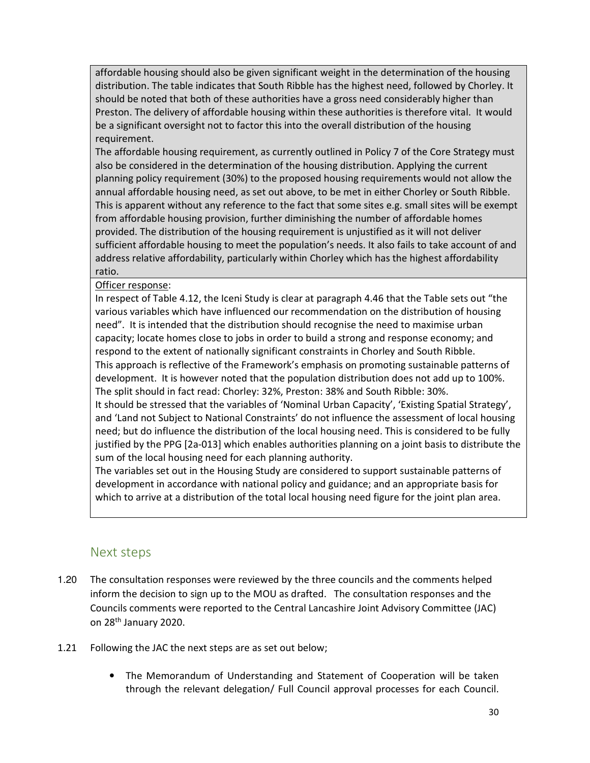affordable housing should also be given significant weight in the determination of the housing distribution. The table indicates that South Ribble has the highest need, followed by Chorley. It should be noted that both of these authorities have a gross need considerably higher than Preston. The delivery of affordable housing within these authorities is therefore vital. It would be a significant oversight not to factor this into the overall distribution of the housing requirement.

The affordable housing requirement, as currently outlined in Policy 7 of the Core Strategy must also be considered in the determination of the housing distribution. Applying the current planning policy requirement (30%) to the proposed housing requirements would not allow the annual affordable housing need, as set out above, to be met in either Chorley or South Ribble. This is apparent without any reference to the fact that some sites e.g. small sites will be exempt from affordable housing provision, further diminishing the number of affordable homes provided. The distribution of the housing requirement is unjustified as it will not deliver sufficient affordable housing to meet the population's needs. It also fails to take account of and address relative affordability, particularly within Chorley which has the highest affordability ratio.

Officer response:

In respect of Table 4.12, the Iceni Study is clear at paragraph 4.46 that the Table sets out "the various variables which have influenced our recommendation on the distribution of housing need". It is intended that the distribution should recognise the need to maximise urban capacity; locate homes close to jobs in order to build a strong and response economy; and respond to the extent of nationally significant constraints in Chorley and South Ribble.

This approach is reflective of the Framework's emphasis on promoting sustainable patterns of development. It is however noted that the population distribution does not add up to 100%. The split should in fact read: Chorley: 32%, Preston: 38% and South Ribble: 30%.

It should be stressed that the variables of 'Nominal Urban Capacity', 'Existing Spatial Strategy', and 'Land not Subject to National Constraints' do not influence the assessment of local housing need; but do influence the distribution of the local housing need. This is considered to be fully justified by the PPG [2a-013] which enables authorities planning on a joint basis to distribute the sum of the local housing need for each planning authority.

The variables set out in the Housing Study are considered to support sustainable patterns of development in accordance with national policy and guidance; and an appropriate basis for which to arrive at a distribution of the total local housing need figure for the joint plan area.

## Next steps

1.20 The consultation responses were reviewed by the three councils and the comments helped inform the decision to sign up to the MOU as drafted. The consultation responses and the Councils comments were reported to the Central Lancashire Joint Advisory Committee (JAC) on 28th January 2020.

1.21 Following the JAC the next steps are as set out below;

- The Memorandum of Understanding and Statement of Cooperation will be taken through the relevant delegation/ Full Council approval processes for each Council.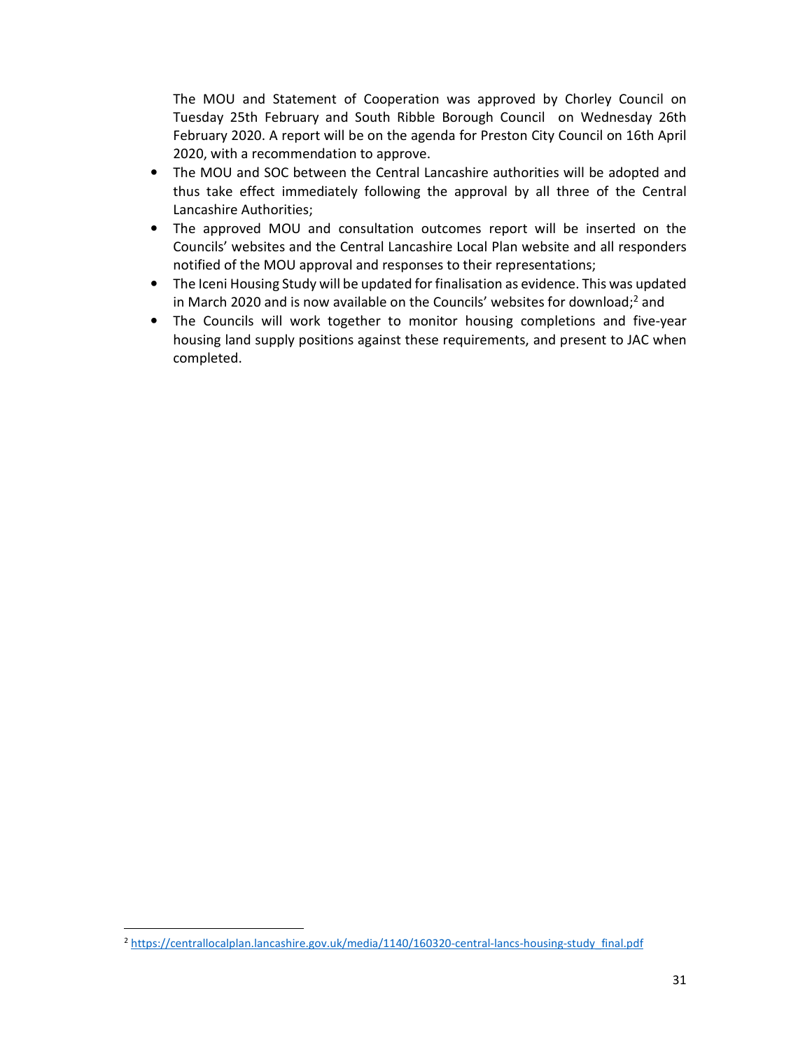The MOU and Statement of Cooperation was approved by Chorley Council on Tuesday 25th February and South Ribble Borough Council on Wednesday 26th February 2020. A report will be on the agenda for Preston City Council on 16th April 2020, with a recommendation to approve.

- The MOU and SOC between the Central Lancashire authorities will be adopted and thus take effect immediately following the approval by all three of the Central Lancashire Authorities;
- The approved MOU and consultation outcomes report will be inserted on the Councils' websites and the Central Lancashire Local Plan website and all responders notified of the MOU approval and responses to their representations;
- The Iceni Housing Study will be updated for finalisation as evidence. This was updated in March 2020 and is now available on the Councils' websites for download;[2] and
- The Councils will work together to monitor housing completions and five-year housing land supply positions against these requirements, and present to JAC when completed.

[2] https://centrallocalplan.lancashire.gov.uk/media/1140/160320-central-lancs-housing-study_final.pdf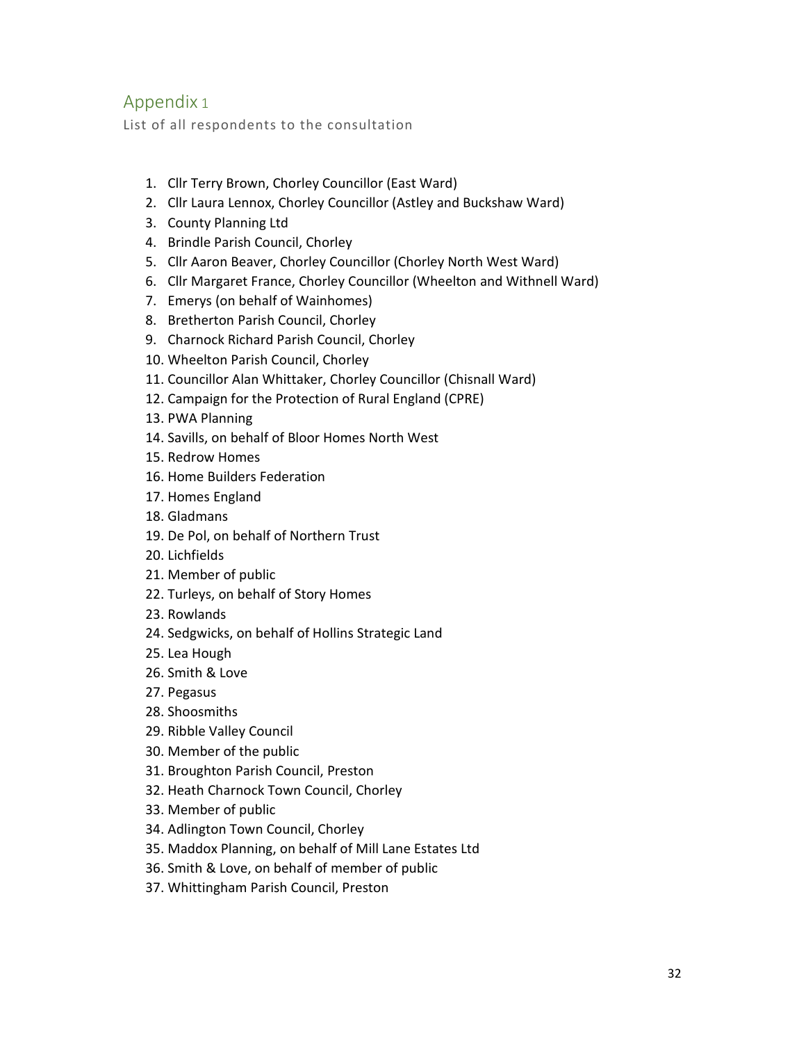## Appendix 1

List of all respondents to the consultation

1. Cllr Terry Brown, Chorley Councillor (East Ward)
2. Cllr Laura Lennox, Chorley Councillor (Astley and Buckshaw Ward)
3. County Planning Ltd
4. Brindle Parish Council, Chorley
5. Cllr Aaron Beaver, Chorley Councillor (Chorley North West Ward)
6. Cllr Margaret France, Chorley Councillor (Wheelton and Withnell Ward)
7. Emerys (on behalf of Wainhomes)
8. Bretherton Parish Council, Chorley
9. Charnock Richard Parish Council, Chorley
10. Wheelton Parish Council, Chorley
11. Councillor Alan Whittaker, Chorley Councillor (Chisnall Ward)
12. Campaign for the Protection of Rural England (CPRE)
13. PWA Planning
14. Savills, on behalf of Bloor Homes North West
15. Redrow Homes
16. Home Builders Federation
17. Homes England
18. Gladmans
19. De Pol, on behalf of Northern Trust
20. Lichfields
21. Member of public
22. Turleys, on behalf of Story Homes
23. Rowlands
24. Sedgwicks, on behalf of Hollins Strategic Land
25. Lea Hough
26. Smith & Love
27. Pegasus
28. Shoosmiths
29. Ribble Valley Council
30. Member of the public
31. Broughton Parish Council, Preston
32. Heath Charnock Town Council, Chorley
33. Member of public
34. Adlington Town Council, Chorley
35. Maddox Planning, on behalf of Mill Lane Estates Ltd
36. Smith & Love, on behalf of member of public
37. Whittingham Parish Council, Preston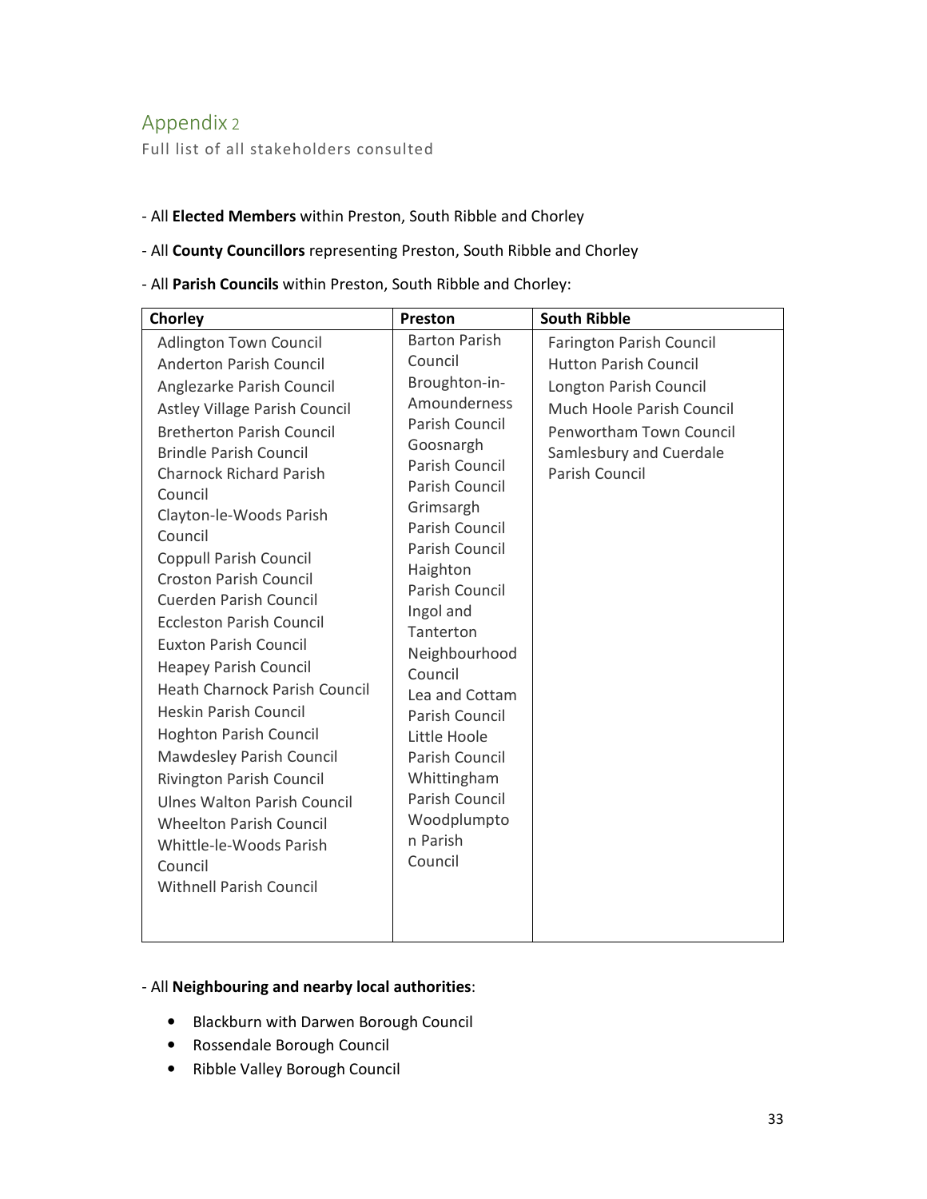## Appendix 2

Full list of all stakeholders consulted

- All **Elected Members** within Preston, South Ribble and Chorley
- All **County Councillors** representing Preston, South Ribble and Chorley
- All **Parish Councils** within Preston, South Ribble and Chorley:

| Chorley | Preston | South Ribble |
|---|---|---|
| Adlington Town Council<br>Anderton Parish Council<br>Anglezarke Parish Council<br>Astley Village Parish Council<br>Bretherton Parish Council<br>Brindle Parish Council<br>Charnock Richard Parish Council<br>Clayton-le-Woods Parish Council<br>Coppull Parish Council<br>Croston Parish Council<br>Cuerden Parish Council<br>Eccleston Parish Council<br>Euxton Parish Council<br>Heapey Parish Council<br>Heath Charnock Parish Council<br>Heskin Parish Council<br>Hoghton Parish Council<br>Mawdesley Parish Council<br>Rivington Parish Council<br>Ulnes Walton Parish Council<br>Wheelton Parish Council<br>Whittle-le-Woods Parish Council<br>Withnell Parish Council | Barton Parish Council<br>Broughton-in-Amounderness Parish Council<br>Goosnargh Parish Council<br>Parish Council<br>Grimsargh Parish Council<br>Parish Council<br>Haighton Parish Council<br>Ingol and Tanterton Neighbourhood Council<br>Lea and Cottam Parish Council<br>Little Hoole Parish Council<br>Whittingham Parish Council<br>Woodplumpton Parish Council | Farington Parish Council<br>Hutton Parish Council<br>Longton Parish Council<br>Much Hoole Parish Council<br>Penwortham Town Council<br>Samlesbury and Cuerdale Parish Council |

- All **Neighbouring and nearby local authorities**:
  - Blackburn with Darwen Borough Council
  - Rossendale Borough Council
  - Ribble Valley Borough Council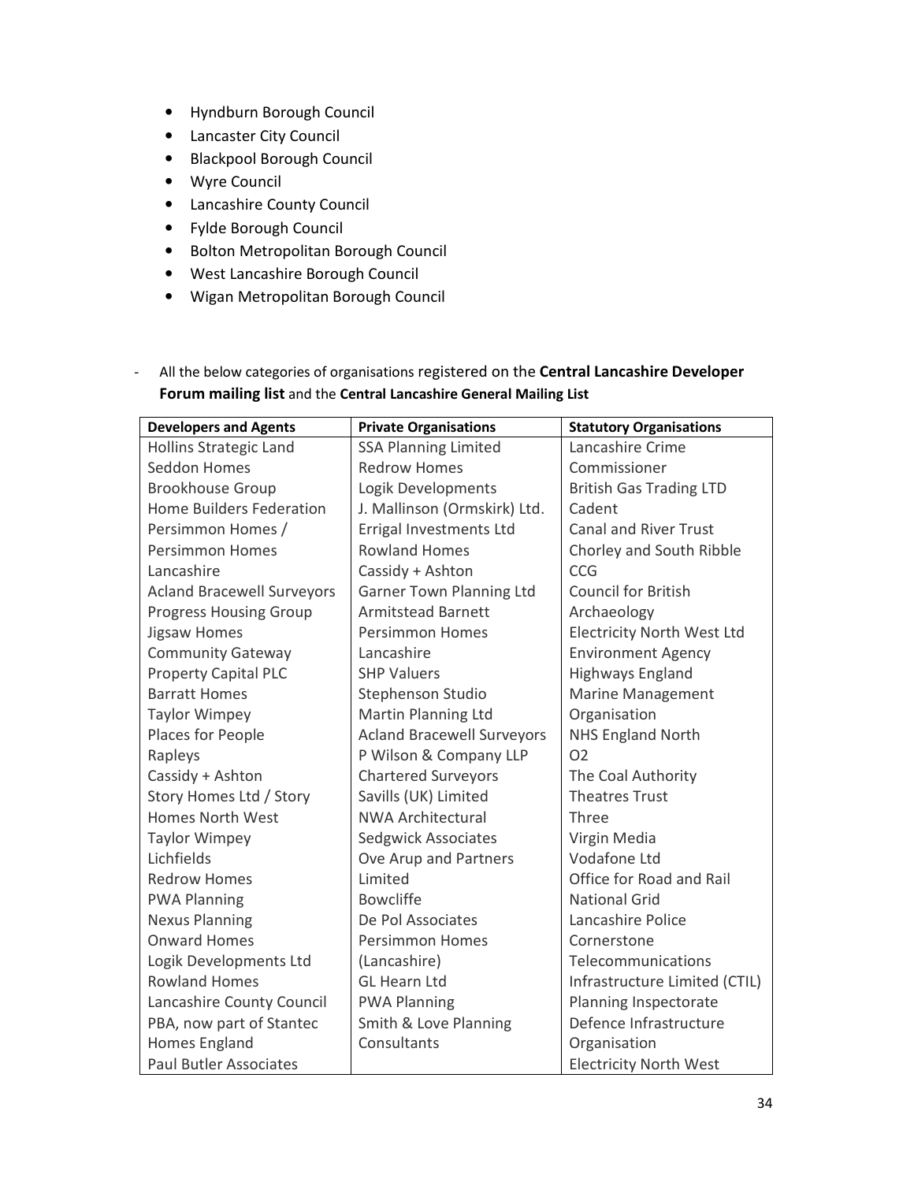- Hyndburn Borough Council
- Lancaster City Council
- Blackpool Borough Council
- Wyre Council
- Lancashire County Council
- Fylde Borough Council
- Bolton Metropolitan Borough Council
- West Lancashire Borough Council
- Wigan Metropolitan Borough Council

- All the below categories of organisations registered on the **Central Lancashire Developer Forum mailing list** and the **Central Lancashire General Mailing List**

| Developers and Agents | Private Organisations | Statutory Organisations |
|---|---|---|
| Hollins Strategic Land<br>Seddon Homes<br>Brookhouse Group<br>Home Builders Federation<br>Persimmon Homes / Persimmon Homes Lancashire<br>Acland Bracewell Surveyors<br>Progress Housing Group<br>Jigsaw Homes<br>Community Gateway<br>Property Capital PLC<br>Barratt Homes<br>Taylor Wimpey<br>Places for People<br>Rapleys<br>Cassidy + Ashton<br>Story Homes Ltd / Story Homes North West<br>Taylor Wimpey<br>Lichfields<br>Redrow Homes<br>PWA Planning<br>Nexus Planning<br>Onward Homes<br>Logik Developments Ltd<br>Rowland Homes<br>Lancashire County Council<br>PBA, now part of Stantec<br>Homes England<br>Paul Butler Associates | SSA Planning Limited<br>Redrow Homes<br>Logik Developments<br>J. Mallinson (Ormskirk) Ltd.<br>Errigal Investments Ltd<br>Rowland Homes<br>Cassidy + Ashton<br>Garner Town Planning Ltd<br>Armitstead Barnett<br>Persimmon Homes Lancashire<br>SHP Valuers<br>Stephenson Studio<br>Martin Planning Ltd<br>Acland Bracewell Surveyors<br>P Wilson & Company LLP<br>Chartered Surveyors<br>Savills (UK) Limited<br>NWA Architectural<br>Sedgwick Associates<br>Ove Arup and Partners Limited<br>Bowcliffe<br>De Pol Associates<br>Persimmon Homes (Lancashire)<br>GL Hearn Ltd<br>PWA Planning<br>Smith & Love Planning Consultants | Lancashire Crime Commissioner<br>British Gas Trading LTD<br>Cadent<br>Canal and River Trust<br>Chorley and South Ribble CCG<br>Council for British Archaeology<br>Electricity North West Ltd<br>Environment Agency<br>Highways England<br>Marine Management Organisation<br>NHS England North<br>O2<br>The Coal Authority<br>Theatres Trust<br>Three<br>Virgin Media<br>Vodafone Ltd<br>Office for Road and Rail<br>National Grid<br>Lancashire Police<br>Cornerstone Telecommunications Infrastructure Limited (CTIL)<br>Planning Inspectorate<br>Defence Infrastructure Organisation<br>Electricity North West |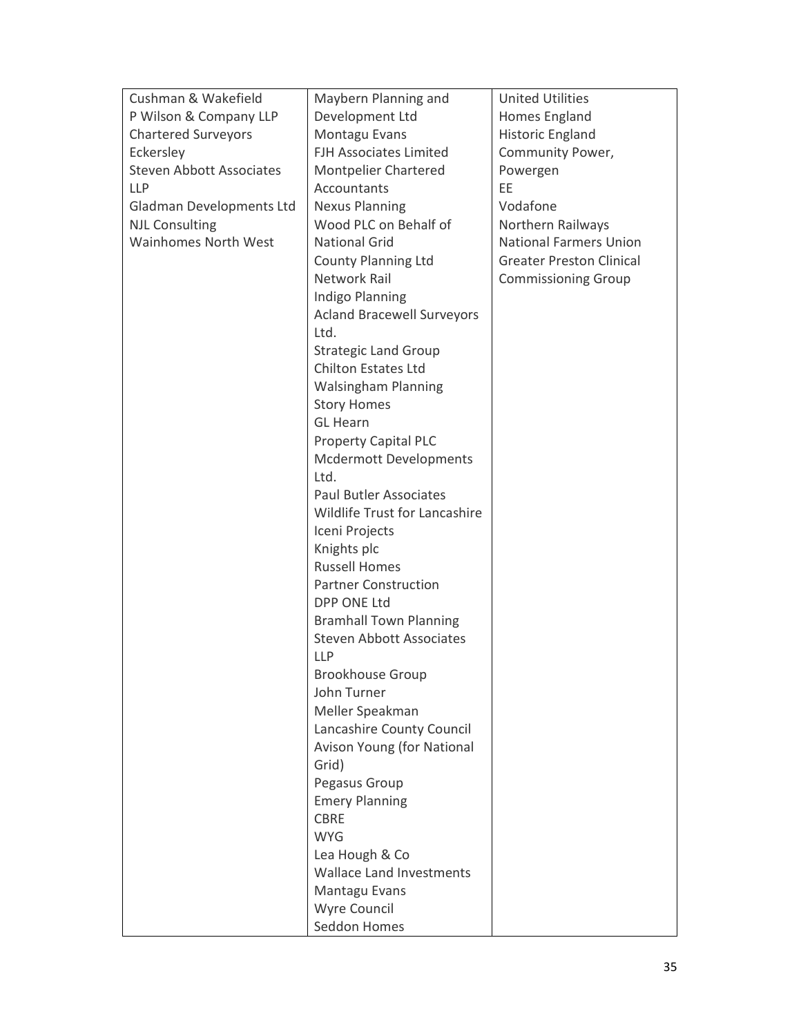| | | |
|---|---|---|
| Cushman & Wakefield<br>P Wilson & Company LLP<br>Chartered Surveyors<br>Eckersley<br>Steven Abbott Associates LLP<br>Gladman Developments Ltd<br>NJL Consulting<br>Wainhomes North West | Maybern Planning and Development Ltd<br>Montagu Evans<br>FJH Associates Limited<br>Montpelier Chartered Accountants<br>Nexus Planning<br>Wood PLC on Behalf of National Grid<br>County Planning Ltd<br>Network Rail<br>Indigo Planning<br>Acland Bracewell Surveyors Ltd.<br>Strategic Land Group<br>Chilton Estates Ltd<br>Walsingham Planning<br>Story Homes<br>GL Hearn<br>Property Capital PLC<br>Mcdermott Developments Ltd.<br>Paul Butler Associates<br>Wildlife Trust for Lancashire<br>Iceni Projects<br>Knights plc<br>Russell Homes<br>Partner Construction<br>DPP ONE Ltd<br>Bramhall Town Planning<br>Steven Abbott Associates LLP<br>Brookhouse Group<br>John Turner<br>Meller Speakman<br>Lancashire County Council<br>Avison Young (for National Grid)<br>Pegasus Group<br>Emery Planning<br>CBRE<br>WYG<br>Lea Hough & Co<br>Wallace Land Investments<br>Mantagu Evans<br>Wyre Council<br>Seddon Homes | United Utilities<br>Homes England<br>Historic England<br>Community Power, Powergen<br>EE<br>Vodafone<br>Northern Railways<br>National Farmers Union<br>Greater Preston Clinical Commissioning Group |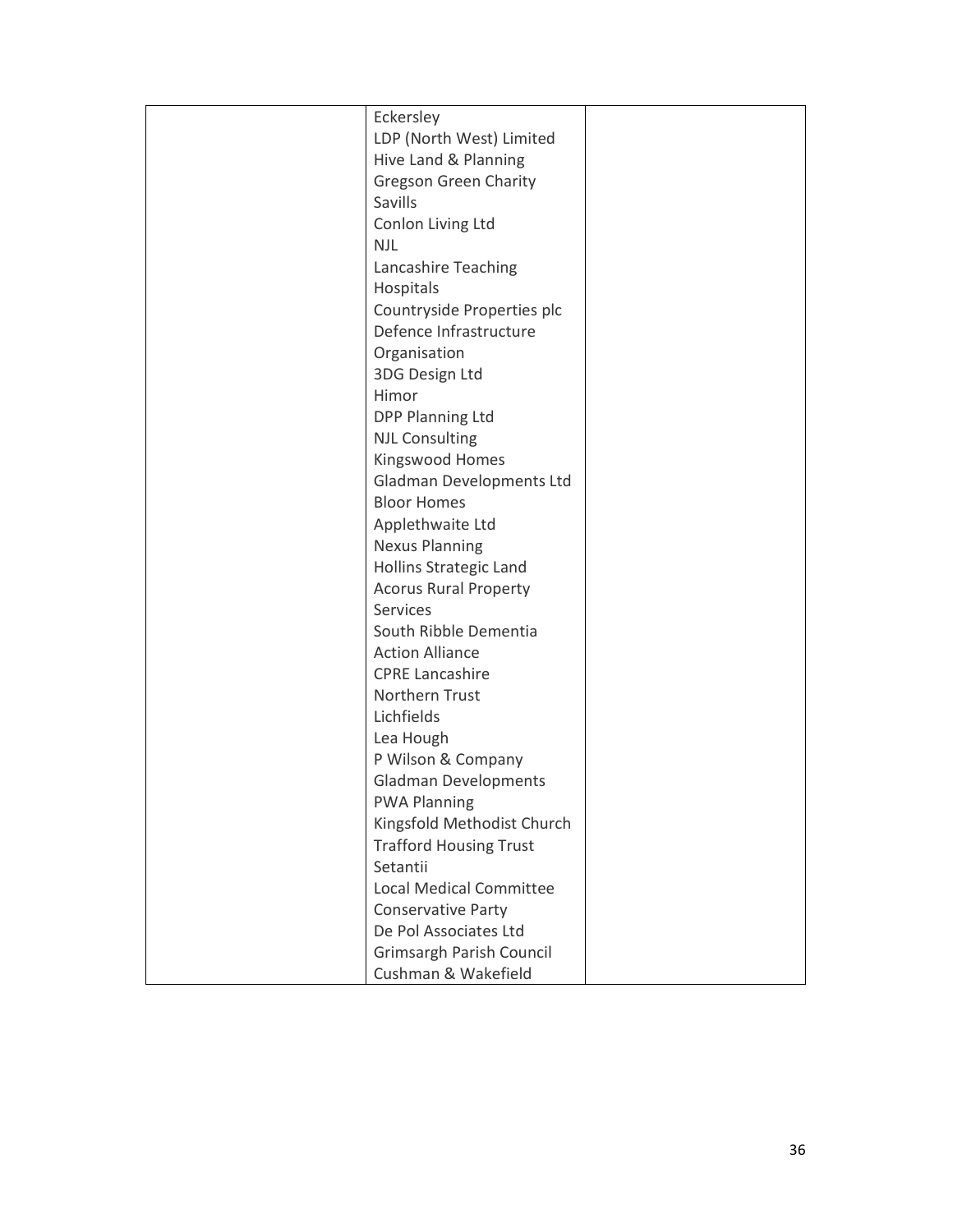| | | |
|---|---|---|
| | Eckersley<br>LDP (North West) Limited<br>Hive Land & Planning<br>Gregson Green Charity<br>Savills<br>Conlon Living Ltd<br>NJL<br>Lancashire Teaching Hospitals<br>Countryside Properties plc<br>Defence Infrastructure Organisation<br>3DG Design Ltd<br>Himor<br>DPP Planning Ltd<br>NJL Consulting<br>Kingswood Homes<br>Gladman Developments Ltd<br>Bloor Homes<br>Applethwaite Ltd<br>Nexus Planning<br>Hollins Strategic Land<br>Acorus Rural Property Services<br>South Ribble Dementia Action Alliance<br>CPRE Lancashire<br>Northern Trust<br>Lichfields<br>Lea Hough<br>P Wilson & Company<br>Gladman Developments<br>PWA Planning<br>Kingsfold Methodist Church<br>Trafford Housing Trust<br>Setantii<br>Local Medical Committee<br>Conservative Party<br>De Pol Associates Ltd<br>Grimsargh Parish Council<br>Cushman & Wakefield | |